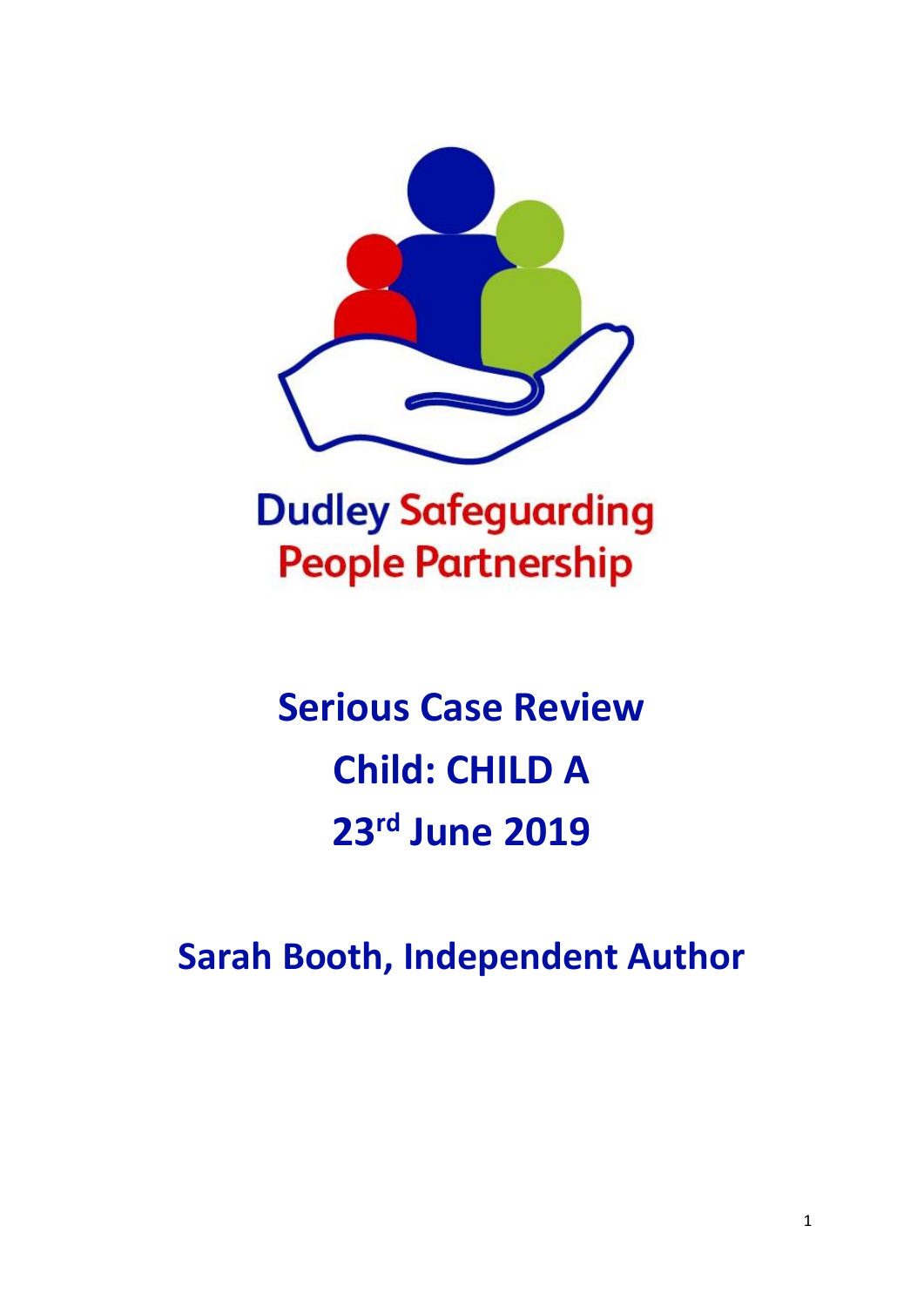Dudley Safeguarding People Partnership

# Serious Case Review

# Child: CHILD A

# 23rd June 2019

## Sarah Booth, Independent Author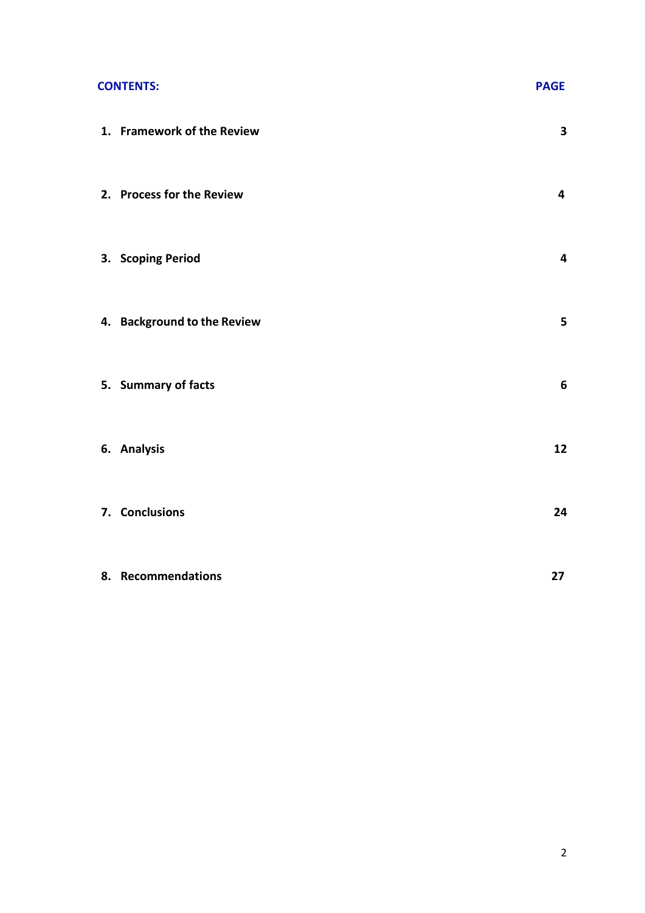| **CONTENTS:** | **PAGE** |
| --- | --- |
| **1. Framework of the Review** | **3** |
| **2. Process for the Review** | **4** |
| **3. Scoping Period** | **4** |
| **4. Background to the Review** | **5** |
| **5. Summary of facts** | **6** |
| **6. Analysis** | **12** |
| **7. Conclusions** | **24** |
| **8. Recommendations** | **27** |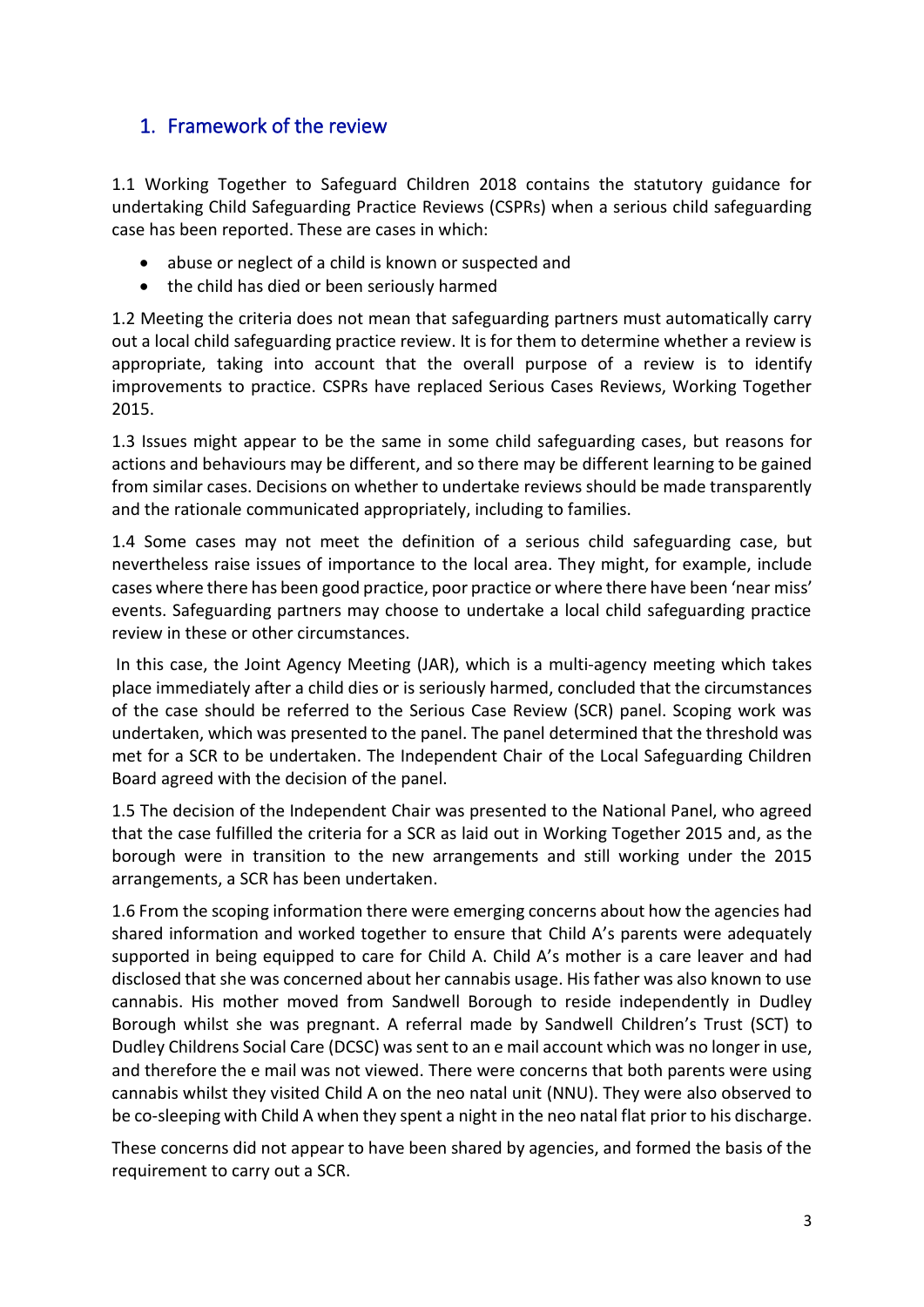## 1. Framework of the review

1.1 Working Together to Safeguard Children 2018 contains the statutory guidance for undertaking Child Safeguarding Practice Reviews (CSPRs) when a serious child safeguarding case has been reported. These are cases in which:

- abuse or neglect of a child is known or suspected and
- the child has died or been seriously harmed

1.2 Meeting the criteria does not mean that safeguarding partners must automatically carry out a local child safeguarding practice review. It is for them to determine whether a review is appropriate, taking into account that the overall purpose of a review is to identify improvements to practice. CSPRs have replaced Serious Cases Reviews, Working Together 2015.

1.3 Issues might appear to be the same in some child safeguarding cases, but reasons for actions and behaviours may be different, and so there may be different learning to be gained from similar cases. Decisions on whether to undertake reviews should be made transparently and the rationale communicated appropriately, including to families.

1.4 Some cases may not meet the definition of a serious child safeguarding case, but nevertheless raise issues of importance to the local area. They might, for example, include cases where there has been good practice, poor practice or where there have been 'near miss' events. Safeguarding partners may choose to undertake a local child safeguarding practice review in these or other circumstances.

In this case, the Joint Agency Meeting (JAR), which is a multi-agency meeting which takes place immediately after a child dies or is seriously harmed, concluded that the circumstances of the case should be referred to the Serious Case Review (SCR) panel. Scoping work was undertaken, which was presented to the panel. The panel determined that the threshold was met for a SCR to be undertaken. The Independent Chair of the Local Safeguarding Children Board agreed with the decision of the panel.

1.5 The decision of the Independent Chair was presented to the National Panel, who agreed that the case fulfilled the criteria for a SCR as laid out in Working Together 2015 and, as the borough were in transition to the new arrangements and still working under the 2015 arrangements, a SCR has been undertaken.

1.6 From the scoping information there were emerging concerns about how the agencies had shared information and worked together to ensure that Child A's parents were adequately supported in being equipped to care for Child A. Child A's mother is a care leaver and had disclosed that she was concerned about her cannabis usage. His father was also known to use cannabis. His mother moved from Sandwell Borough to reside independently in Dudley Borough whilst she was pregnant. A referral made by Sandwell Children's Trust (SCT) to Dudley Childrens Social Care (DCSC) was sent to an e mail account which was no longer in use, and therefore the e mail was not viewed. There were concerns that both parents were using cannabis whilst they visited Child A on the neo natal unit (NNU). They were also observed to be co-sleeping with Child A when they spent a night in the neo natal flat prior to his discharge.

These concerns did not appear to have been shared by agencies, and formed the basis of the requirement to carry out a SCR.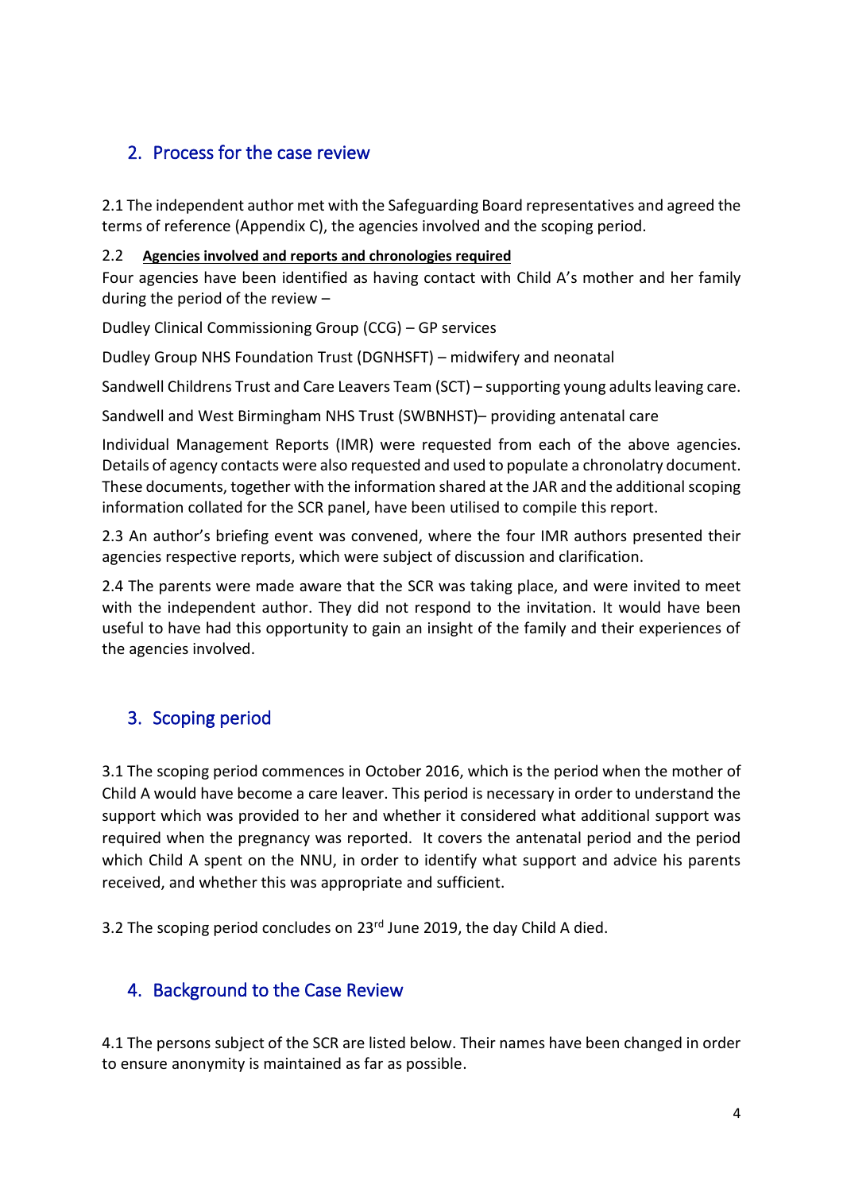## 2. Process for the case review

2.1 The independent author met with the Safeguarding Board representatives and agreed the terms of reference (Appendix C), the agencies involved and the scoping period.

2.2 **Agencies involved and reports and chronologies required**

Four agencies have been identified as having contact with Child A's mother and her family during the period of the review –

Dudley Clinical Commissioning Group (CCG) – GP services

Dudley Group NHS Foundation Trust (DGNHSFT) – midwifery and neonatal

Sandwell Childrens Trust and Care Leavers Team (SCT) – supporting young adults leaving care.

Sandwell and West Birmingham NHS Trust (SWBNHST)– providing antenatal care

Individual Management Reports (IMR) were requested from each of the above agencies. Details of agency contacts were also requested and used to populate a chronolatry document. These documents, together with the information shared at the JAR and the additional scoping information collated for the SCR panel, have been utilised to compile this report.

2.3 An author's briefing event was convened, where the four IMR authors presented their agencies respective reports, which were subject of discussion and clarification.

2.4 The parents were made aware that the SCR was taking place, and were invited to meet with the independent author. They did not respond to the invitation. It would have been useful to have had this opportunity to gain an insight of the family and their experiences of the agencies involved.

## 3. Scoping period

3.1 The scoping period commences in October 2016, which is the period when the mother of Child A would have become a care leaver. This period is necessary in order to understand the support which was provided to her and whether it considered what additional support was required when the pregnancy was reported. It covers the antenatal period and the period which Child A spent on the NNU, in order to identify what support and advice his parents received, and whether this was appropriate and sufficient.

3.2 The scoping period concludes on 23rd June 2019, the day Child A died.

## 4. Background to the Case Review

4.1 The persons subject of the SCR are listed below. Their names have been changed in order to ensure anonymity is maintained as far as possible.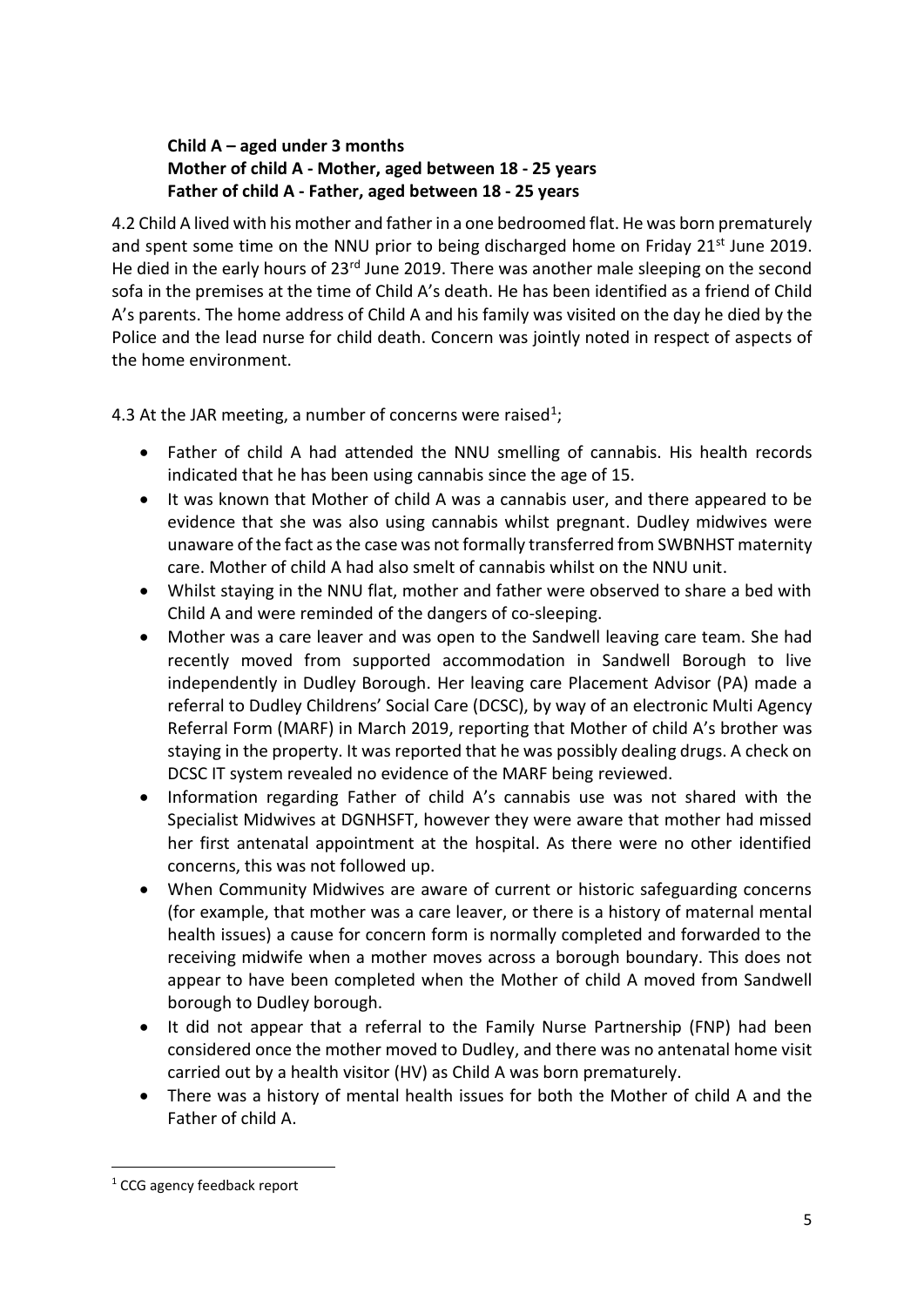**Child A – aged under 3 months**
**Mother of child A - Mother, aged between 18 - 25 years**
**Father of child A - Father, aged between 18 - 25 years**

4.2 Child A lived with his mother and father in a one bedroomed flat. He was born prematurely and spent some time on the NNU prior to being discharged home on Friday 21st June 2019. He died in the early hours of 23rd June 2019. There was another male sleeping on the second sofa in the premises at the time of Child A's death. He has been identified as a friend of Child A's parents. The home address of Child A and his family was visited on the day he died by the Police and the lead nurse for child death. Concern was jointly noted in respect of aspects of the home environment.

4.3 At the JAR meeting, a number of concerns were raised[1];

- Father of child A had attended the NNU smelling of cannabis. His health records indicated that he has been using cannabis since the age of 15.
- It was known that Mother of child A was a cannabis user, and there appeared to be evidence that she was also using cannabis whilst pregnant. Dudley midwives were unaware of the fact as the case was not formally transferred from SWBNHST maternity care. Mother of child A had also smelt of cannabis whilst on the NNU unit.
- Whilst staying in the NNU flat, mother and father were observed to share a bed with Child A and were reminded of the dangers of co-sleeping.
- Mother was a care leaver and was open to the Sandwell leaving care team. She had recently moved from supported accommodation in Sandwell Borough to live independently in Dudley Borough. Her leaving care Placement Advisor (PA) made a referral to Dudley Childrens' Social Care (DCSC), by way of an electronic Multi Agency Referral Form (MARF) in March 2019, reporting that Mother of child A's brother was staying in the property. It was reported that he was possibly dealing drugs. A check on DCSC IT system revealed no evidence of the MARF being reviewed.
- Information regarding Father of child A's cannabis use was not shared with the Specialist Midwives at DGNHSFT, however they were aware that mother had missed her first antenatal appointment at the hospital. As there were no other identified concerns, this was not followed up.
- When Community Midwives are aware of current or historic safeguarding concerns (for example, that mother was a care leaver, or there is a history of maternal mental health issues) a cause for concern form is normally completed and forwarded to the receiving midwife when a mother moves across a borough boundary. This does not appear to have been completed when the Mother of child A moved from Sandwell borough to Dudley borough.
- It did not appear that a referral to the Family Nurse Partnership (FNP) had been considered once the mother moved to Dudley, and there was no antenatal home visit carried out by a health visitor (HV) as Child A was born prematurely.
- There was a history of mental health issues for both the Mother of child A and the Father of child A.

[1] CCG agency feedback report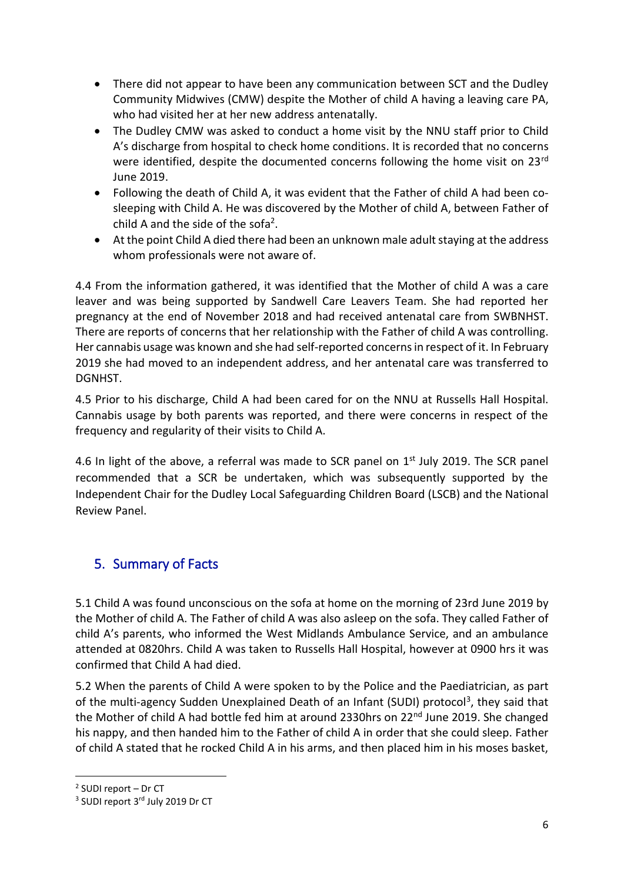- There did not appear to have been any communication between SCT and the Dudley Community Midwives (CMW) despite the Mother of child A having a leaving care PA, who had visited her at her new address antenatally.
- The Dudley CMW was asked to conduct a home visit by the NNU staff prior to Child A's discharge from hospital to check home conditions. It is recorded that no concerns were identified, despite the documented concerns following the home visit on 23rd June 2019.
- Following the death of Child A, it was evident that the Father of child A had been co-sleeping with Child A. He was discovered by the Mother of child A, between Father of child A and the side of the sofa[2].
- At the point Child A died there had been an unknown male adult staying at the address whom professionals were not aware of.

4.4 From the information gathered, it was identified that the Mother of child A was a care leaver and was being supported by Sandwell Care Leavers Team. She had reported her pregnancy at the end of November 2018 and had received antenatal care from SWBNHST. There are reports of concerns that her relationship with the Father of child A was controlling. Her cannabis usage was known and she had self-reported concerns in respect of it. In February 2019 she had moved to an independent address, and her antenatal care was transferred to DGNHST.

4.5 Prior to his discharge, Child A had been cared for on the NNU at Russells Hall Hospital. Cannabis usage by both parents was reported, and there were concerns in respect of the frequency and regularity of their visits to Child A.

4.6 In light of the above, a referral was made to SCR panel on 1st July 2019. The SCR panel recommended that a SCR be undertaken, which was subsequently supported by the Independent Chair for the Dudley Local Safeguarding Children Board (LSCB) and the National Review Panel.

## 5. Summary of Facts

5.1 Child A was found unconscious on the sofa at home on the morning of 23rd June 2019 by the Mother of child A. The Father of child A was also asleep on the sofa. They called Father of child A's parents, who informed the West Midlands Ambulance Service, and an ambulance attended at 0820hrs. Child A was taken to Russells Hall Hospital, however at 0900 hrs it was confirmed that Child A had died.

5.2 When the parents of Child A were spoken to by the Police and the Paediatrician, as part of the multi-agency Sudden Unexplained Death of an Infant (SUDI) protocol[3], they said that the Mother of child A had bottle fed him at around 2330hrs on 22nd June 2019. She changed his nappy, and then handed him to the Father of child A in order that she could sleep. Father of child A stated that he rocked Child A in his arms, and then placed him in his moses basket,

[2] SUDI report – Dr CT

[3] SUDI report 3rd July 2019 Dr CT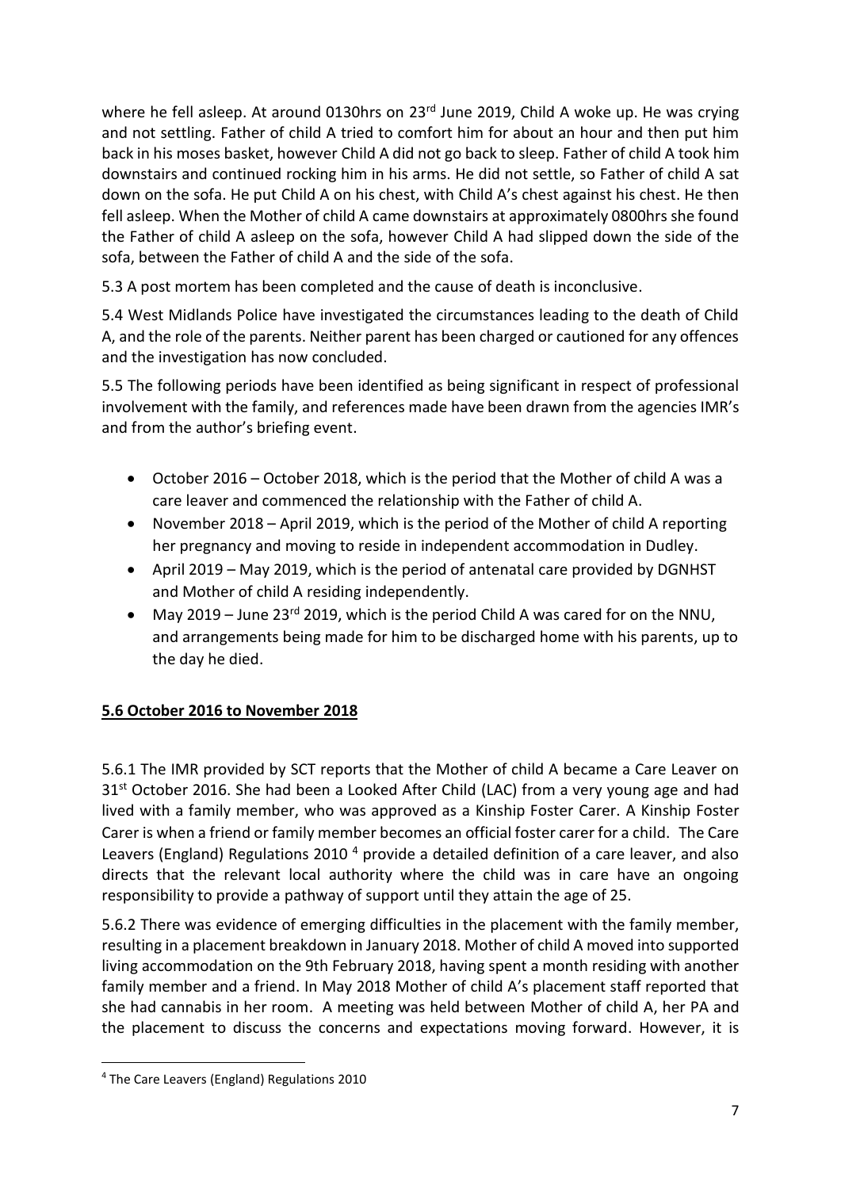where he fell asleep. At around 0130hrs on 23rd June 2019, Child A woke up. He was crying and not settling. Father of child A tried to comfort him for about an hour and then put him back in his moses basket, however Child A did not go back to sleep. Father of child A took him downstairs and continued rocking him in his arms. He did not settle, so Father of child A sat down on the sofa. He put Child A on his chest, with Child A's chest against his chest. He then fell asleep. When the Mother of child A came downstairs at approximately 0800hrs she found the Father of child A asleep on the sofa, however Child A had slipped down the side of the sofa, between the Father of child A and the side of the sofa.

5.3 A post mortem has been completed and the cause of death is inconclusive.

5.4 West Midlands Police have investigated the circumstances leading to the death of Child A, and the role of the parents. Neither parent has been charged or cautioned for any offences and the investigation has now concluded.

5.5 The following periods have been identified as being significant in respect of professional involvement with the family, and references made have been drawn from the agencies IMR's and from the author's briefing event.

- October 2016 – October 2018, which is the period that the Mother of child A was a care leaver and commenced the relationship with the Father of child A.
- November 2018 – April 2019, which is the period of the Mother of child A reporting her pregnancy and moving to reside in independent accommodation in Dudley.
- April 2019 – May 2019, which is the period of antenatal care provided by DGNHST and Mother of child A residing independently.
- May 2019 – June 23rd 2019, which is the period Child A was cared for on the NNU, and arrangements being made for him to be discharged home with his parents, up to the day he died.

**5.6 October 2016 to November 2018**

5.6.1 The IMR provided by SCT reports that the Mother of child A became a Care Leaver on 31st October 2016. She had been a Looked After Child (LAC) from a very young age and had lived with a family member, who was approved as a Kinship Foster Carer. A Kinship Foster Carer is when a friend or family member becomes an official foster carer for a child. The Care Leavers (England) Regulations 2010 [4] provide a detailed definition of a care leaver, and also directs that the relevant local authority where the child was in care have an ongoing responsibility to provide a pathway of support until they attain the age of 25.

5.6.2 There was evidence of emerging difficulties in the placement with the family member, resulting in a placement breakdown in January 2018. Mother of child A moved into supported living accommodation on the 9th February 2018, having spent a month residing with another family member and a friend. In May 2018 Mother of child A's placement staff reported that she had cannabis in her room. A meeting was held between Mother of child A, her PA and the placement to discuss the concerns and expectations moving forward. However, it is

[4] The Care Leavers (England) Regulations 2010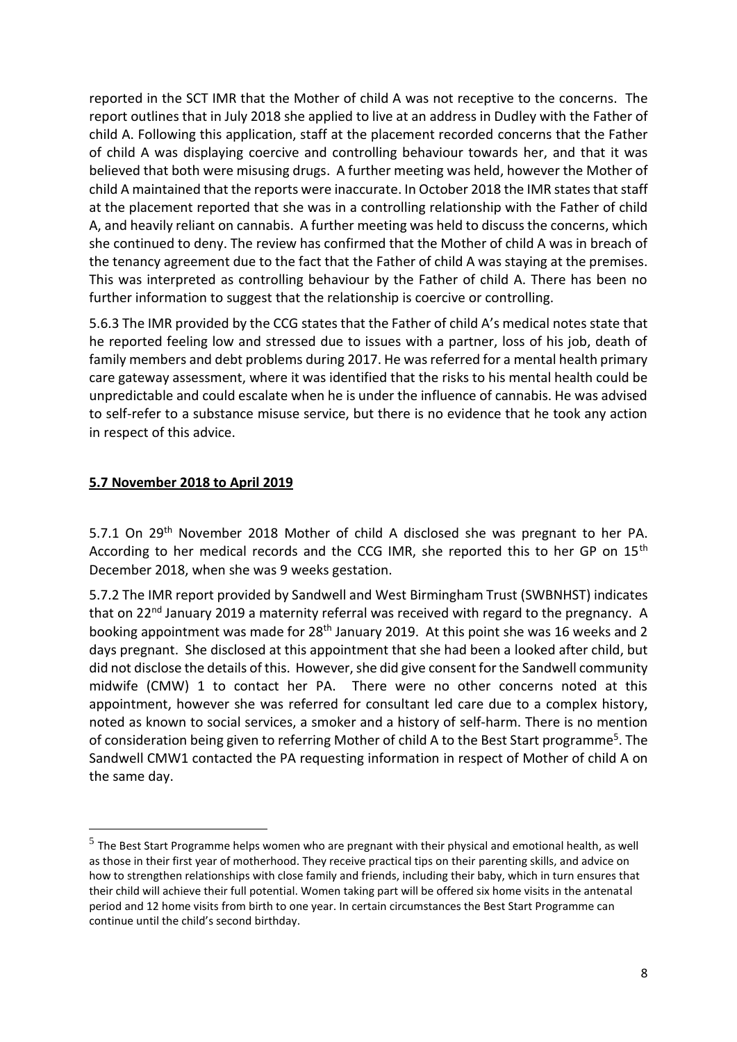reported in the SCT IMR that the Mother of child A was not receptive to the concerns. The report outlines that in July 2018 she applied to live at an address in Dudley with the Father of child A. Following this application, staff at the placement recorded concerns that the Father of child A was displaying coercive and controlling behaviour towards her, and that it was believed that both were misusing drugs. A further meeting was held, however the Mother of child A maintained that the reports were inaccurate. In October 2018 the IMR states that staff at the placement reported that she was in a controlling relationship with the Father of child A, and heavily reliant on cannabis. A further meeting was held to discuss the concerns, which she continued to deny. The review has confirmed that the Mother of child A was in breach of the tenancy agreement due to the fact that the Father of child A was staying at the premises. This was interpreted as controlling behaviour by the Father of child A. There has been no further information to suggest that the relationship is coercive or controlling.

5.6.3 The IMR provided by the CCG states that the Father of child A's medical notes state that he reported feeling low and stressed due to issues with a partner, loss of his job, death of family members and debt problems during 2017. He was referred for a mental health primary care gateway assessment, where it was identified that the risks to his mental health could be unpredictable and could escalate when he is under the influence of cannabis. He was advised to self-refer to a substance misuse service, but there is no evidence that he took any action in respect of this advice.

## **5.7 November 2018 to April 2019**

5.7.1 On 29th November 2018 Mother of child A disclosed she was pregnant to her PA. According to her medical records and the CCG IMR, she reported this to her GP on 15th December 2018, when she was 9 weeks gestation.

5.7.2 The IMR report provided by Sandwell and West Birmingham Trust (SWBNHST) indicates that on 22nd January 2019 a maternity referral was received with regard to the pregnancy. A booking appointment was made for 28th January 2019. At this point she was 16 weeks and 2 days pregnant. She disclosed at this appointment that she had been a looked after child, but did not disclose the details of this. However, she did give consent for the Sandwell community midwife (CMW) 1 to contact her PA. There were no other concerns noted at this appointment, however she was referred for consultant led care due to a complex history, noted as known to social services, a smoker and a history of self-harm. There is no mention of consideration being given to referring Mother of child A to the Best Start programme[5]. The Sandwell CMW1 contacted the PA requesting information in respect of Mother of child A on the same day.

[5] The Best Start Programme helps women who are pregnant with their physical and emotional health, as well as those in their first year of motherhood. They receive practical tips on their parenting skills, and advice on how to strengthen relationships with close family and friends, including their baby, which in turn ensures that their child will achieve their full potential. Women taking part will be offered six home visits in the antenatal period and 12 home visits from birth to one year. In certain circumstances the Best Start Programme can continue until the child's second birthday.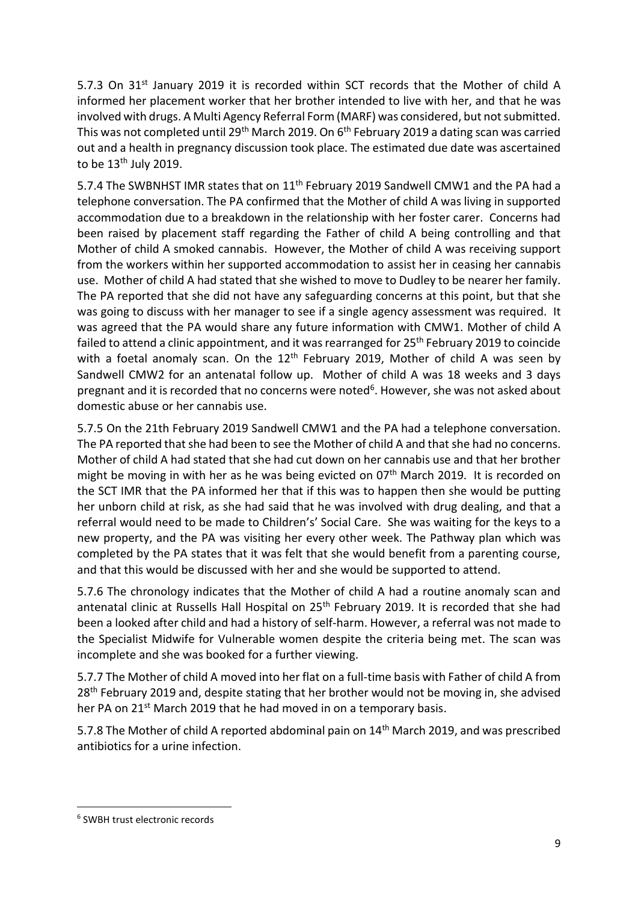5.7.3 On 31st January 2019 it is recorded within SCT records that the Mother of child A informed her placement worker that her brother intended to live with her, and that he was involved with drugs. A Multi Agency Referral Form (MARF) was considered, but not submitted. This was not completed until 29th March 2019. On 6th February 2019 a dating scan was carried out and a health in pregnancy discussion took place. The estimated due date was ascertained to be 13th July 2019.

5.7.4 The SWBNHST IMR states that on 11th February 2019 Sandwell CMW1 and the PA had a telephone conversation. The PA confirmed that the Mother of child A was living in supported accommodation due to a breakdown in the relationship with her foster carer. Concerns had been raised by placement staff regarding the Father of child A being controlling and that Mother of child A smoked cannabis. However, the Mother of child A was receiving support from the workers within her supported accommodation to assist her in ceasing her cannabis use. Mother of child A had stated that she wished to move to Dudley to be nearer her family. The PA reported that she did not have any safeguarding concerns at this point, but that she was going to discuss with her manager to see if a single agency assessment was required. It was agreed that the PA would share any future information with CMW1. Mother of child A failed to attend a clinic appointment, and it was rearranged for 25th February 2019 to coincide with a foetal anomaly scan. On the 12th February 2019, Mother of child A was seen by Sandwell CMW2 for an antenatal follow up. Mother of child A was 18 weeks and 3 days pregnant and it is recorded that no concerns were noted[6]. However, she was not asked about domestic abuse or her cannabis use.

5.7.5 On the 21th February 2019 Sandwell CMW1 and the PA had a telephone conversation. The PA reported that she had been to see the Mother of child A and that she had no concerns. Mother of child A had stated that she had cut down on her cannabis use and that her brother might be moving in with her as he was being evicted on 07th March 2019. It is recorded on the SCT IMR that the PA informed her that if this was to happen then she would be putting her unborn child at risk, as she had said that he was involved with drug dealing, and that a referral would need to be made to Children's' Social Care. She was waiting for the keys to a new property, and the PA was visiting her every other week. The Pathway plan which was completed by the PA states that it was felt that she would benefit from a parenting course, and that this would be discussed with her and she would be supported to attend.

5.7.6 The chronology indicates that the Mother of child A had a routine anomaly scan and antenatal clinic at Russells Hall Hospital on 25th February 2019. It is recorded that she had been a looked after child and had a history of self-harm. However, a referral was not made to the Specialist Midwife for Vulnerable women despite the criteria being met. The scan was incomplete and she was booked for a further viewing.

5.7.7 The Mother of child A moved into her flat on a full-time basis with Father of child A from 28th February 2019 and, despite stating that her brother would not be moving in, she advised her PA on 21st March 2019 that he had moved in on a temporary basis.

5.7.8 The Mother of child A reported abdominal pain on 14th March 2019, and was prescribed antibiotics for a urine infection.

---

[6] SWBH trust electronic records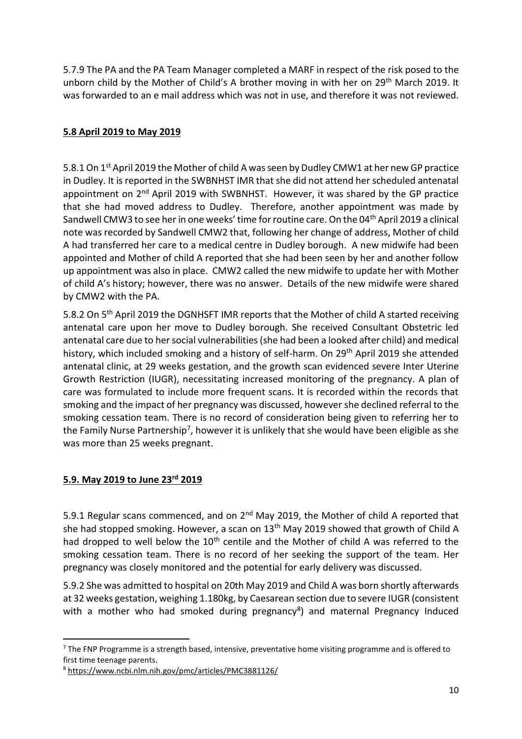5.7.9 The PA and the PA Team Manager completed a MARF in respect of the risk posed to the unborn child by the Mother of Child's A brother moving in with her on 29th March 2019. It was forwarded to an e mail address which was not in use, and therefore it was not reviewed.

## 5.8 April 2019 to May 2019

5.8.1 On 1st April 2019 the Mother of child A was seen by Dudley CMW1 at her new GP practice in Dudley. It is reported in the SWBNHST IMR that she did not attend her scheduled antenatal appointment on 2nd April 2019 with SWBNHST. However, it was shared by the GP practice that she had moved address to Dudley. Therefore, another appointment was made by Sandwell CMW3 to see her in one weeks' time for routine care. On the 04th April 2019 a clinical note was recorded by Sandwell CMW2 that, following her change of address, Mother of child A had transferred her care to a medical centre in Dudley borough. A new midwife had been appointed and Mother of child A reported that she had been seen by her and another follow up appointment was also in place. CMW2 called the new midwife to update her with Mother of child A's history; however, there was no answer. Details of the new midwife were shared by CMW2 with the PA.

5.8.2 On 5th April 2019 the DGNHSFT IMR reports that the Mother of child A started receiving antenatal care upon her move to Dudley borough. She received Consultant Obstetric led antenatal care due to her social vulnerabilities (she had been a looked after child) and medical history, which included smoking and a history of self-harm. On 29th April 2019 she attended antenatal clinic, at 29 weeks gestation, and the growth scan evidenced severe Inter Uterine Growth Restriction (IUGR), necessitating increased monitoring of the pregnancy. A plan of care was formulated to include more frequent scans. It is recorded within the records that smoking and the impact of her pregnancy was discussed, however she declined referral to the smoking cessation team. There is no record of consideration being given to referring her to the Family Nurse Partnership[7], however it is unlikely that she would have been eligible as she was more than 25 weeks pregnant.

## 5.9. May 2019 to June 23rd 2019

5.9.1 Regular scans commenced, and on 2nd May 2019, the Mother of child A reported that she had stopped smoking. However, a scan on 13th May 2019 showed that growth of Child A had dropped to well below the 10th centile and the Mother of child A was referred to the smoking cessation team. There is no record of her seeking the support of the team. Her pregnancy was closely monitored and the potential for early delivery was discussed.

5.9.2 She was admitted to hospital on 20th May 2019 and Child A was born shortly afterwards at 32 weeks gestation, weighing 1.180kg, by Caesarean section due to severe IUGR (consistent with a mother who had smoked during pregnancy[8]) and maternal Pregnancy Induced

---

[7] The FNP Programme is a strength based, intensive, preventative home visiting programme and is offered to first time teenage parents.

[8] https://www.ncbi.nlm.nih.gov/pmc/articles/PMC3881126/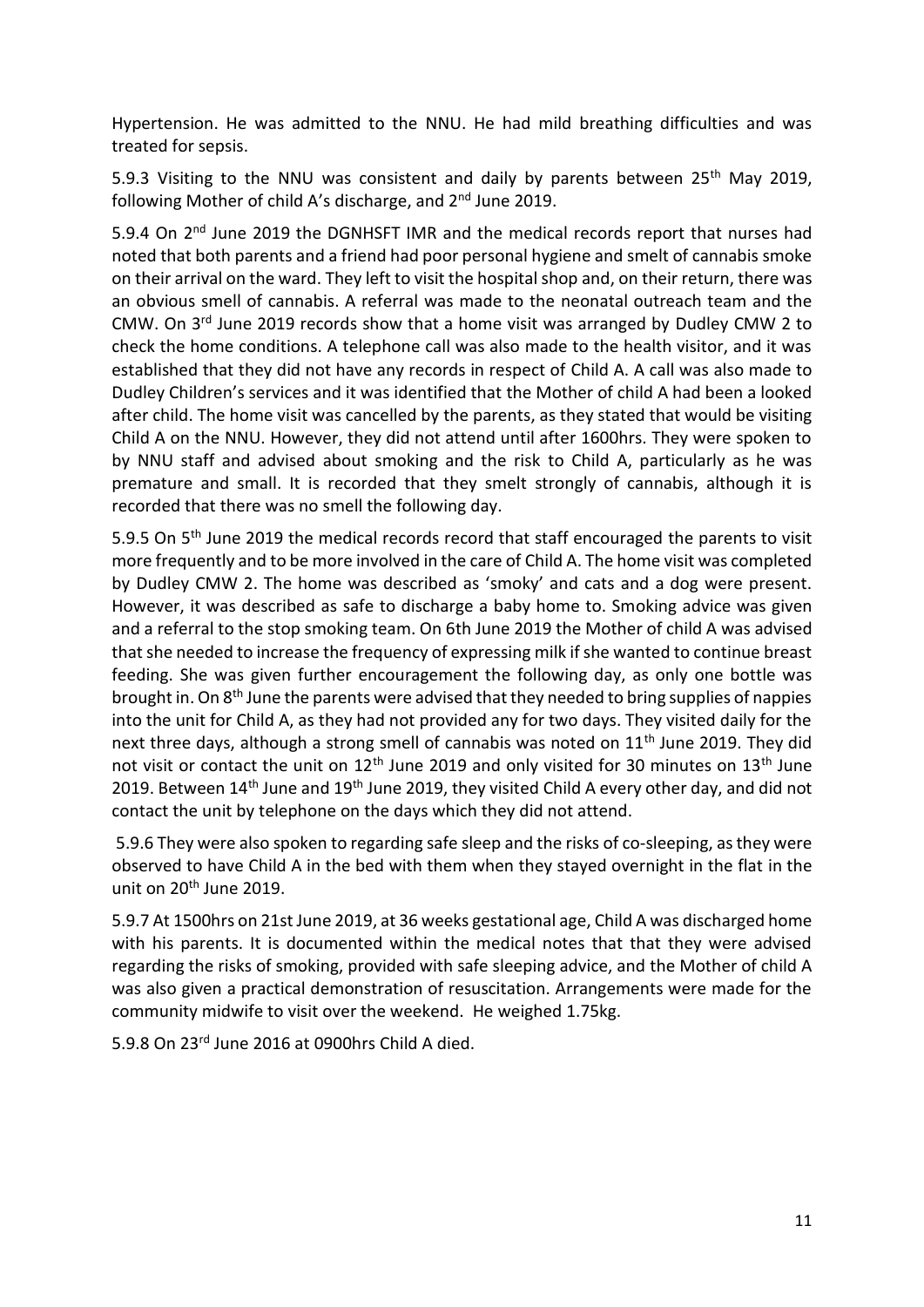Hypertension. He was admitted to the NNU. He had mild breathing difficulties and was treated for sepsis.

5.9.3 Visiting to the NNU was consistent and daily by parents between 25th May 2019, following Mother of child A's discharge, and 2nd June 2019.

5.9.4 On 2nd June 2019 the DGNHSFT IMR and the medical records report that nurses had noted that both parents and a friend had poor personal hygiene and smelt of cannabis smoke on their arrival on the ward. They left to visit the hospital shop and, on their return, there was an obvious smell of cannabis. A referral was made to the neonatal outreach team and the CMW. On 3rd June 2019 records show that a home visit was arranged by Dudley CMW 2 to check the home conditions. A telephone call was also made to the health visitor, and it was established that they did not have any records in respect of Child A. A call was also made to Dudley Children's services and it was identified that the Mother of child A had been a looked after child. The home visit was cancelled by the parents, as they stated that would be visiting Child A on the NNU. However, they did not attend until after 1600hrs. They were spoken to by NNU staff and advised about smoking and the risk to Child A, particularly as he was premature and small. It is recorded that they smelt strongly of cannabis, although it is recorded that there was no smell the following day.

5.9.5 On 5th June 2019 the medical records record that staff encouraged the parents to visit more frequently and to be more involved in the care of Child A. The home visit was completed by Dudley CMW 2. The home was described as 'smoky' and cats and a dog were present. However, it was described as safe to discharge a baby home to. Smoking advice was given and a referral to the stop smoking team. On 6th June 2019 the Mother of child A was advised that she needed to increase the frequency of expressing milk if she wanted to continue breast feeding. She was given further encouragement the following day, as only one bottle was brought in. On 8th June the parents were advised that they needed to bring supplies of nappies into the unit for Child A, as they had not provided any for two days. They visited daily for the next three days, although a strong smell of cannabis was noted on 11th June 2019. They did not visit or contact the unit on 12th June 2019 and only visited for 30 minutes on 13th June 2019. Between 14th June and 19th June 2019, they visited Child A every other day, and did not contact the unit by telephone on the days which they did not attend.

5.9.6 They were also spoken to regarding safe sleep and the risks of co-sleeping, as they were observed to have Child A in the bed with them when they stayed overnight in the flat in the unit on 20th June 2019.

5.9.7 At 1500hrs on 21st June 2019, at 36 weeks gestational age, Child A was discharged home with his parents. It is documented within the medical notes that that they were advised regarding the risks of smoking, provided with safe sleeping advice, and the Mother of child A was also given a practical demonstration of resuscitation. Arrangements were made for the community midwife to visit over the weekend. He weighed 1.75kg.

5.9.8 On 23rd June 2016 at 0900hrs Child A died.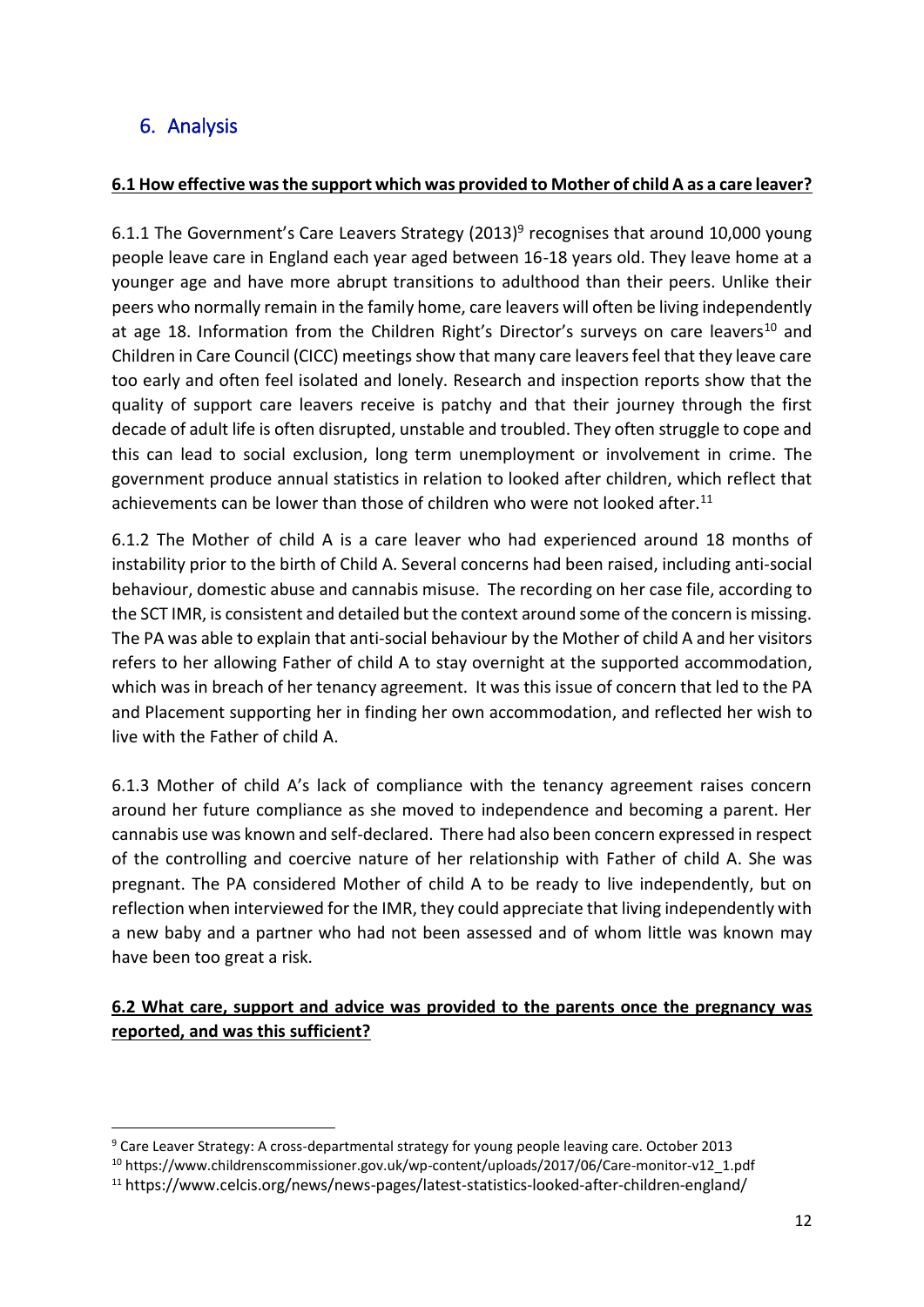## 6. Analysis

**6.1 How effective was the support which was provided to Mother of child A as a care leaver?**

6.1.1 The Government's Care Leavers Strategy (2013)[9] recognises that around 10,000 young people leave care in England each year aged between 16-18 years old. They leave home at a younger age and have more abrupt transitions to adulthood than their peers. Unlike their peers who normally remain in the family home, care leavers will often be living independently at age 18. Information from the Children Right's Director's surveys on care leavers[10] and Children in Care Council (CICC) meetings show that many care leavers feel that they leave care too early and often feel isolated and lonely. Research and inspection reports show that the quality of support care leavers receive is patchy and that their journey through the first decade of adult life is often disrupted, unstable and troubled. They often struggle to cope and this can lead to social exclusion, long term unemployment or involvement in crime. The government produce annual statistics in relation to looked after children, which reflect that achievements can be lower than those of children who were not looked after.[11]

6.1.2 The Mother of child A is a care leaver who had experienced around 18 months of instability prior to the birth of Child A. Several concerns had been raised, including anti-social behaviour, domestic abuse and cannabis misuse. The recording on her case file, according to the SCT IMR, is consistent and detailed but the context around some of the concern is missing. The PA was able to explain that anti-social behaviour by the Mother of child A and her visitors refers to her allowing Father of child A to stay overnight at the supported accommodation, which was in breach of her tenancy agreement. It was this issue of concern that led to the PA and Placement supporting her in finding her own accommodation, and reflected her wish to live with the Father of child A.

6.1.3 Mother of child A's lack of compliance with the tenancy agreement raises concern around her future compliance as she moved to independence and becoming a parent. Her cannabis use was known and self-declared. There had also been concern expressed in respect of the controlling and coercive nature of her relationship with Father of child A. She was pregnant. The PA considered Mother of child A to be ready to live independently, but on reflection when interviewed for the IMR, they could appreciate that living independently with a new baby and a partner who had not been assessed and of whom little was known may have been too great a risk.

**6.2 What care, support and advice was provided to the parents once the pregnancy was reported, and was this sufficient?**

---

[9] Care Leaver Strategy: A cross-departmental strategy for young people leaving care. October 2013

[10] https://www.childrenscommissioner.gov.uk/wp-content/uploads/2017/06/Care-monitor-v12_1.pdf

[11] https://www.celcis.org/news/news-pages/latest-statistics-looked-after-children-england/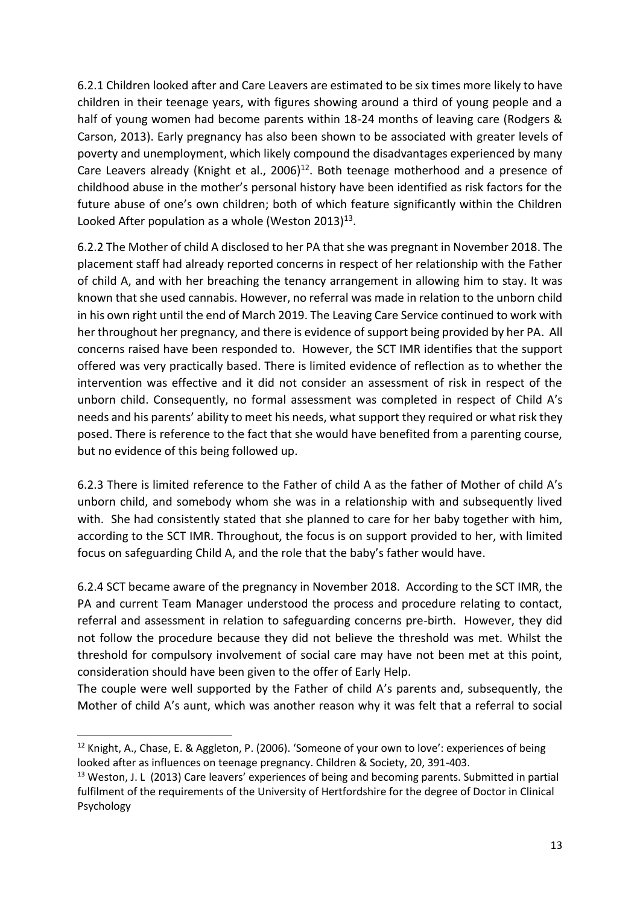6.2.1 Children looked after and Care Leavers are estimated to be six times more likely to have children in their teenage years, with figures showing around a third of young people and a half of young women had become parents within 18-24 months of leaving care (Rodgers & Carson, 2013). Early pregnancy has also been shown to be associated with greater levels of poverty and unemployment, which likely compound the disadvantages experienced by many Care Leavers already (Knight et al., 2006)[12]. Both teenage motherhood and a presence of childhood abuse in the mother's personal history have been identified as risk factors for the future abuse of one's own children; both of which feature significantly within the Children Looked After population as a whole (Weston 2013)[13].

6.2.2 The Mother of child A disclosed to her PA that she was pregnant in November 2018. The placement staff had already reported concerns in respect of her relationship with the Father of child A, and with her breaching the tenancy arrangement in allowing him to stay. It was known that she used cannabis. However, no referral was made in relation to the unborn child in his own right until the end of March 2019. The Leaving Care Service continued to work with her throughout her pregnancy, and there is evidence of support being provided by her PA. All concerns raised have been responded to. However, the SCT IMR identifies that the support offered was very practically based. There is limited evidence of reflection as to whether the intervention was effective and it did not consider an assessment of risk in respect of the unborn child. Consequently, no formal assessment was completed in respect of Child A's needs and his parents' ability to meet his needs, what support they required or what risk they posed. There is reference to the fact that she would have benefited from a parenting course, but no evidence of this being followed up.

6.2.3 There is limited reference to the Father of child A as the father of Mother of child A's unborn child, and somebody whom she was in a relationship with and subsequently lived with. She had consistently stated that she planned to care for her baby together with him, according to the SCT IMR. Throughout, the focus is on support provided to her, with limited focus on safeguarding Child A, and the role that the baby's father would have.

6.2.4 SCT became aware of the pregnancy in November 2018. According to the SCT IMR, the PA and current Team Manager understood the process and procedure relating to contact, referral and assessment in relation to safeguarding concerns pre-birth. However, they did not follow the procedure because they did not believe the threshold was met. Whilst the threshold for compulsory involvement of social care may have not been met at this point, consideration should have been given to the offer of Early Help.

The couple were well supported by the Father of child A's parents and, subsequently, the Mother of child A's aunt, which was another reason why it was felt that a referral to social

---

[12] Knight, A., Chase, E. & Aggleton, P. (2006). 'Someone of your own to love': experiences of being looked after as influences on teenage pregnancy. Children & Society, 20, 391-403.

[13] Weston, J. L (2013) Care leavers' experiences of being and becoming parents. Submitted in partial fulfilment of the requirements of the University of Hertfordshire for the degree of Doctor in Clinical Psychology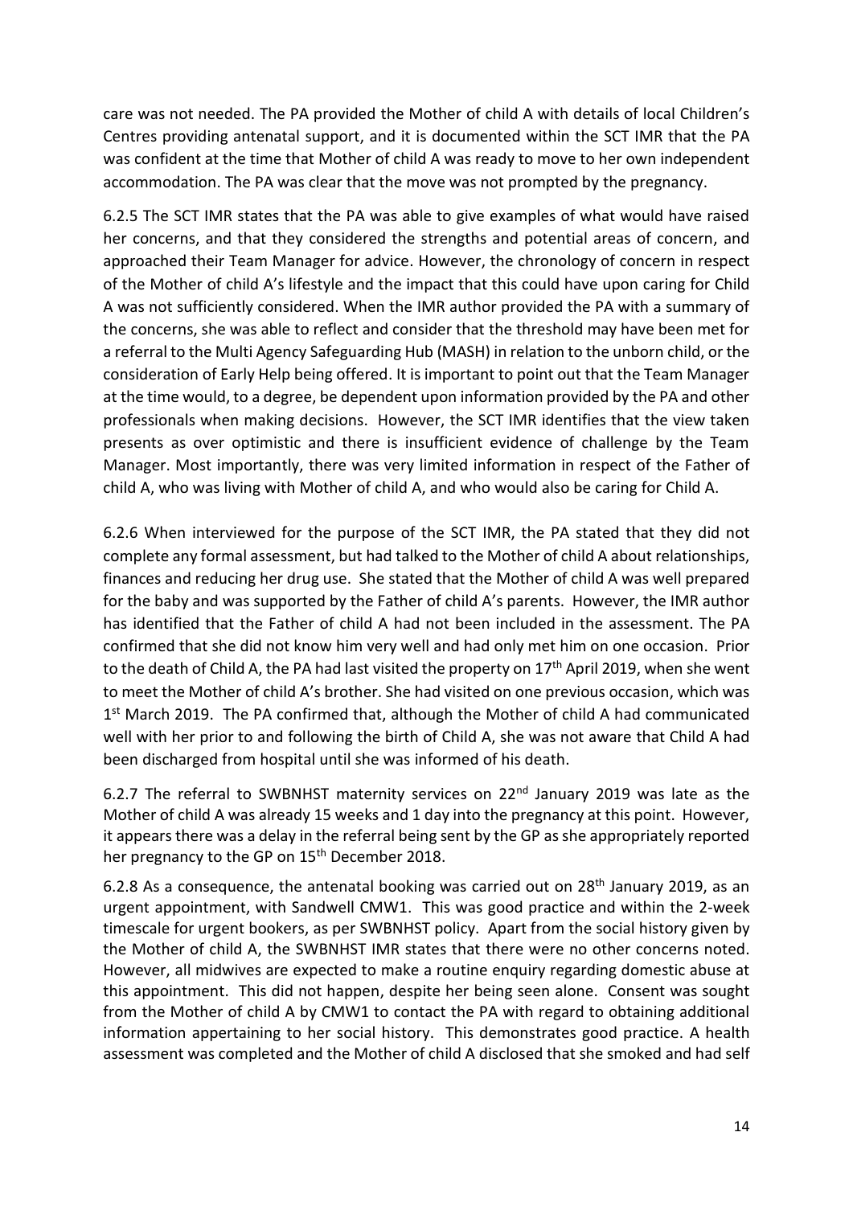care was not needed. The PA provided the Mother of child A with details of local Children's Centres providing antenatal support, and it is documented within the SCT IMR that the PA was confident at the time that Mother of child A was ready to move to her own independent accommodation. The PA was clear that the move was not prompted by the pregnancy.

6.2.5 The SCT IMR states that the PA was able to give examples of what would have raised her concerns, and that they considered the strengths and potential areas of concern, and approached their Team Manager for advice. However, the chronology of concern in respect of the Mother of child A's lifestyle and the impact that this could have upon caring for Child A was not sufficiently considered. When the IMR author provided the PA with a summary of the concerns, she was able to reflect and consider that the threshold may have been met for a referral to the Multi Agency Safeguarding Hub (MASH) in relation to the unborn child, or the consideration of Early Help being offered. It is important to point out that the Team Manager at the time would, to a degree, be dependent upon information provided by the PA and other professionals when making decisions. However, the SCT IMR identifies that the view taken presents as over optimistic and there is insufficient evidence of challenge by the Team Manager. Most importantly, there was very limited information in respect of the Father of child A, who was living with Mother of child A, and who would also be caring for Child A.

6.2.6 When interviewed for the purpose of the SCT IMR, the PA stated that they did not complete any formal assessment, but had talked to the Mother of child A about relationships, finances and reducing her drug use. She stated that the Mother of child A was well prepared for the baby and was supported by the Father of child A's parents. However, the IMR author has identified that the Father of child A had not been included in the assessment. The PA confirmed that she did not know him very well and had only met him on one occasion. Prior to the death of Child A, the PA had last visited the property on 17th April 2019, when she went to meet the Mother of child A's brother. She had visited on one previous occasion, which was 1st March 2019. The PA confirmed that, although the Mother of child A had communicated well with her prior to and following the birth of Child A, she was not aware that Child A had been discharged from hospital until she was informed of his death.

6.2.7 The referral to SWBNHST maternity services on 22nd January 2019 was late as the Mother of child A was already 15 weeks and 1 day into the pregnancy at this point. However, it appears there was a delay in the referral being sent by the GP as she appropriately reported her pregnancy to the GP on 15th December 2018.

6.2.8 As a consequence, the antenatal booking was carried out on 28th January 2019, as an urgent appointment, with Sandwell CMW1. This was good practice and within the 2-week timescale for urgent bookers, as per SWBNHST policy. Apart from the social history given by the Mother of child A, the SWBNHST IMR states that there were no other concerns noted. However, all midwives are expected to make a routine enquiry regarding domestic abuse at this appointment. This did not happen, despite her being seen alone. Consent was sought from the Mother of child A by CMW1 to contact the PA with regard to obtaining additional information appertaining to her social history. This demonstrates good practice. A health assessment was completed and the Mother of child A disclosed that she smoked and had self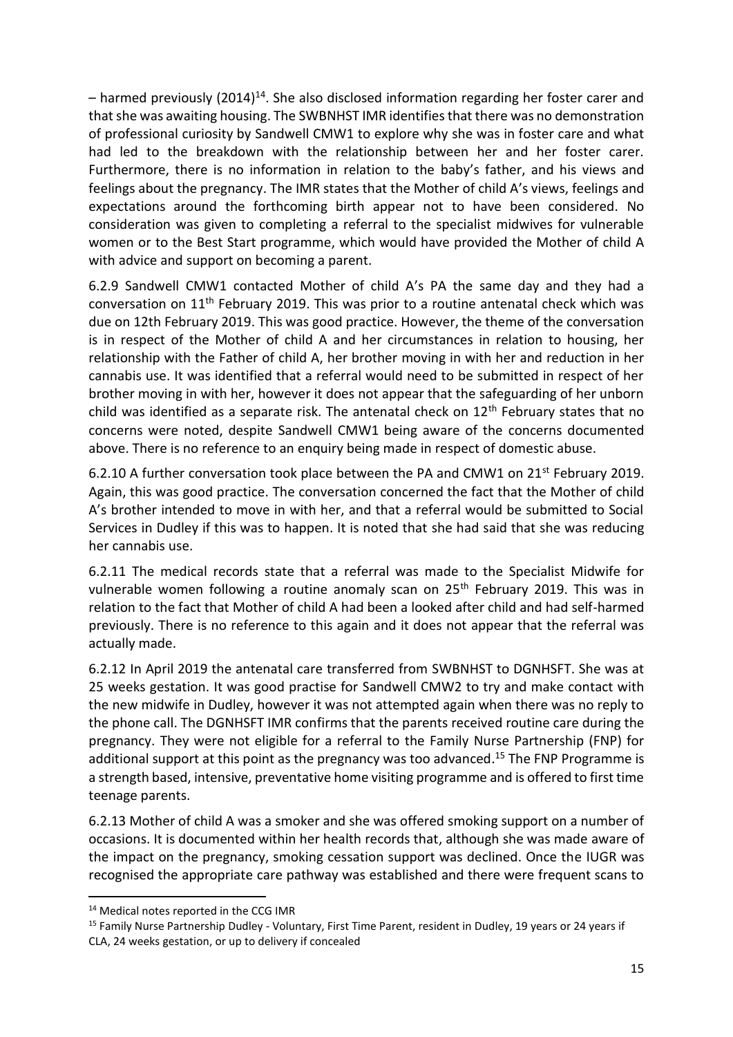– harmed previously (2014)[14]. She also disclosed information regarding her foster carer and that she was awaiting housing. The SWBNHST IMR identifies that there was no demonstration of professional curiosity by Sandwell CMW1 to explore why she was in foster care and what had led to the breakdown with the relationship between her and her foster carer. Furthermore, there is no information in relation to the baby's father, and his views and feelings about the pregnancy. The IMR states that the Mother of child A's views, feelings and expectations around the forthcoming birth appear not to have been considered. No consideration was given to completing a referral to the specialist midwives for vulnerable women or to the Best Start programme, which would have provided the Mother of child A with advice and support on becoming a parent.

6.2.9 Sandwell CMW1 contacted Mother of child A's PA the same day and they had a conversation on 11th February 2019. This was prior to a routine antenatal check which was due on 12th February 2019. This was good practice. However, the theme of the conversation is in respect of the Mother of child A and her circumstances in relation to housing, her relationship with the Father of child A, her brother moving in with her and reduction in her cannabis use. It was identified that a referral would need to be submitted in respect of her brother moving in with her, however it does not appear that the safeguarding of her unborn child was identified as a separate risk. The antenatal check on 12th February states that no concerns were noted, despite Sandwell CMW1 being aware of the concerns documented above. There is no reference to an enquiry being made in respect of domestic abuse.

6.2.10 A further conversation took place between the PA and CMW1 on 21st February 2019. Again, this was good practice. The conversation concerned the fact that the Mother of child A's brother intended to move in with her, and that a referral would be submitted to Social Services in Dudley if this was to happen. It is noted that she had said that she was reducing her cannabis use.

6.2.11 The medical records state that a referral was made to the Specialist Midwife for vulnerable women following a routine anomaly scan on 25th February 2019. This was in relation to the fact that Mother of child A had been a looked after child and had self-harmed previously. There is no reference to this again and it does not appear that the referral was actually made.

6.2.12 In April 2019 the antenatal care transferred from SWBNHST to DGNHSFT. She was at 25 weeks gestation. It was good practise for Sandwell CMW2 to try and make contact with the new midwife in Dudley, however it was not attempted again when there was no reply to the phone call. The DGNHSFT IMR confirms that the parents received routine care during the pregnancy. They were not eligible for a referral to the Family Nurse Partnership (FNP) for additional support at this point as the pregnancy was too advanced.[15] The FNP Programme is a strength based, intensive, preventative home visiting programme and is offered to first time teenage parents.

6.2.13 Mother of child A was a smoker and she was offered smoking support on a number of occasions. It is documented within her health records that, although she was made aware of the impact on the pregnancy, smoking cessation support was declined. Once the IUGR was recognised the appropriate care pathway was established and there were frequent scans to

[14] Medical notes reported in the CCG IMR

[15] Family Nurse Partnership Dudley - Voluntary, First Time Parent, resident in Dudley, 19 years or 24 years if CLA, 24 weeks gestation, or up to delivery if concealed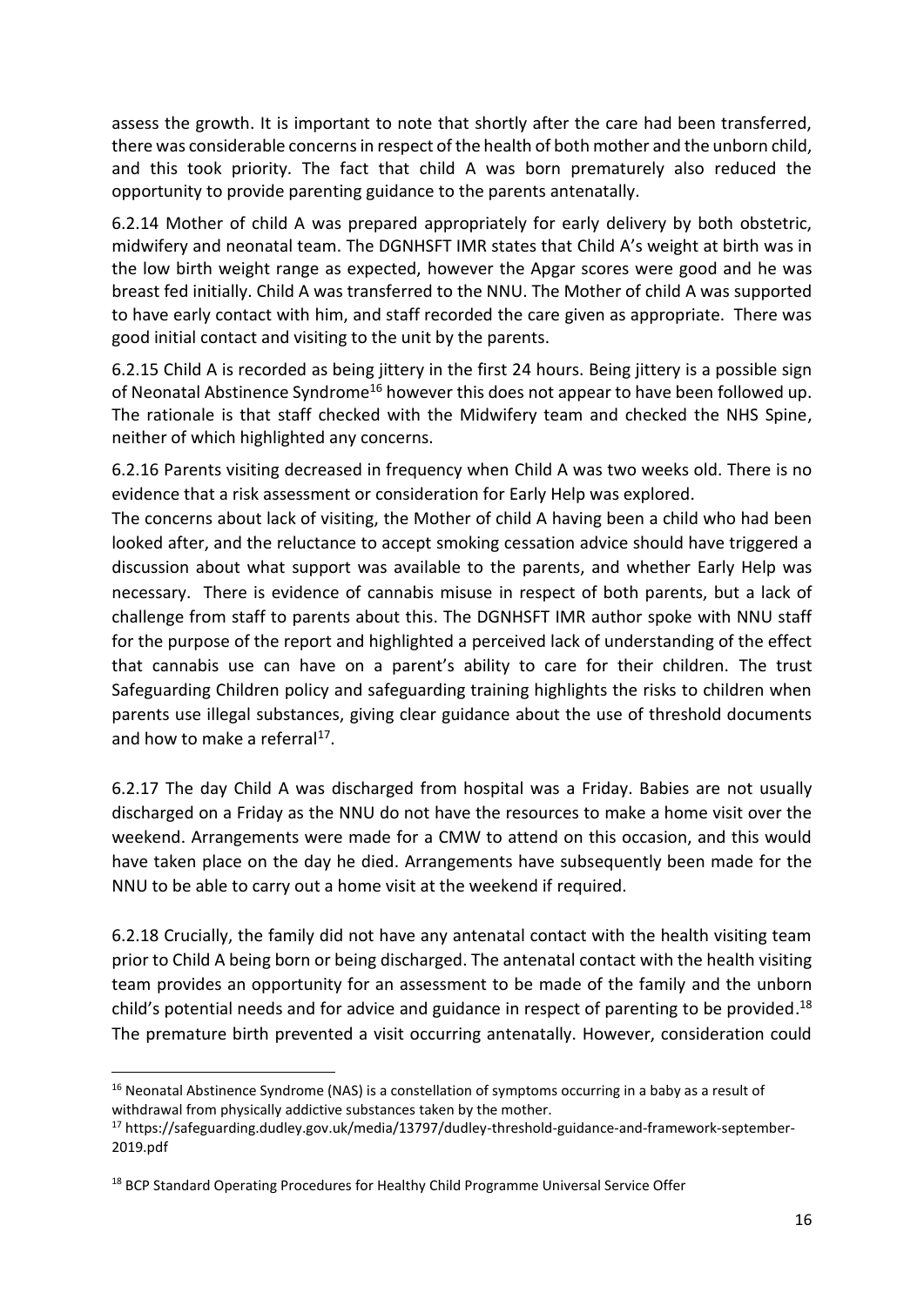assess the growth. It is important to note that shortly after the care had been transferred, there was considerable concerns in respect of the health of both mother and the unborn child, and this took priority. The fact that child A was born prematurely also reduced the opportunity to provide parenting guidance to the parents antenatally.

6.2.14 Mother of child A was prepared appropriately for early delivery by both obstetric, midwifery and neonatal team. The DGNHSFT IMR states that Child A's weight at birth was in the low birth weight range as expected, however the Apgar scores were good and he was breast fed initially. Child A was transferred to the NNU. The Mother of child A was supported to have early contact with him, and staff recorded the care given as appropriate. There was good initial contact and visiting to the unit by the parents.

6.2.15 Child A is recorded as being jittery in the first 24 hours. Being jittery is a possible sign of Neonatal Abstinence Syndrome[16] however this does not appear to have been followed up. The rationale is that staff checked with the Midwifery team and checked the NHS Spine, neither of which highlighted any concerns.

6.2.16 Parents visiting decreased in frequency when Child A was two weeks old. There is no evidence that a risk assessment or consideration for Early Help was explored.

The concerns about lack of visiting, the Mother of child A having been a child who had been looked after, and the reluctance to accept smoking cessation advice should have triggered a discussion about what support was available to the parents, and whether Early Help was necessary. There is evidence of cannabis misuse in respect of both parents, but a lack of challenge from staff to parents about this. The DGNHSFT IMR author spoke with NNU staff for the purpose of the report and highlighted a perceived lack of understanding of the effect that cannabis use can have on a parent's ability to care for their children. The trust Safeguarding Children policy and safeguarding training highlights the risks to children when parents use illegal substances, giving clear guidance about the use of threshold documents and how to make a referral[17].

6.2.17 The day Child A was discharged from hospital was a Friday. Babies are not usually discharged on a Friday as the NNU do not have the resources to make a home visit over the weekend. Arrangements were made for a CMW to attend on this occasion, and this would have taken place on the day he died. Arrangements have subsequently been made for the NNU to be able to carry out a home visit at the weekend if required.

6.2.18 Crucially, the family did not have any antenatal contact with the health visiting team prior to Child A being born or being discharged. The antenatal contact with the health visiting team provides an opportunity for an assessment to be made of the family and the unborn child's potential needs and for advice and guidance in respect of parenting to be provided.[18] The premature birth prevented a visit occurring antenatally. However, consideration could

---

[16] Neonatal Abstinence Syndrome (NAS) is a constellation of symptoms occurring in a baby as a result of withdrawal from physically addictive substances taken by the mother.

[17] https://safeguarding.dudley.gov.uk/media/13797/dudley-threshold-guidance-and-framework-september-2019.pdf

[18] BCP Standard Operating Procedures for Healthy Child Programme Universal Service Offer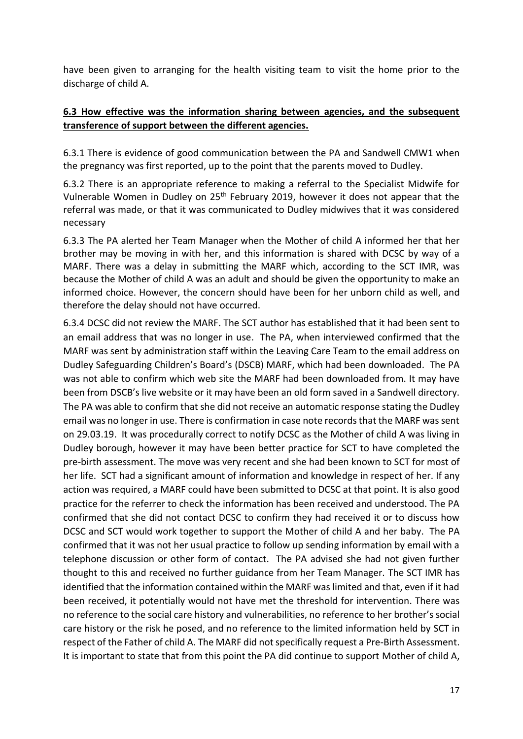have been given to arranging for the health visiting team to visit the home prior to the discharge of child A.

### 6.3 How effective was the information sharing between agencies, and the subsequent transference of support between the different agencies.

6.3.1 There is evidence of good communication between the PA and Sandwell CMW1 when the pregnancy was first reported, up to the point that the parents moved to Dudley.

6.3.2 There is an appropriate reference to making a referral to the Specialist Midwife for Vulnerable Women in Dudley on 25th February 2019, however it does not appear that the referral was made, or that it was communicated to Dudley midwives that it was considered necessary

6.3.3 The PA alerted her Team Manager when the Mother of child A informed her that her brother may be moving in with her, and this information is shared with DCSC by way of a MARF. There was a delay in submitting the MARF which, according to the SCT IMR, was because the Mother of child A was an adult and should be given the opportunity to make an informed choice. However, the concern should have been for her unborn child as well, and therefore the delay should not have occurred.

6.3.4 DCSC did not review the MARF. The SCT author has established that it had been sent to an email address that was no longer in use. The PA, when interviewed confirmed that the MARF was sent by administration staff within the Leaving Care Team to the email address on Dudley Safeguarding Children's Board's (DSCB) MARF, which had been downloaded. The PA was not able to confirm which web site the MARF had been downloaded from. It may have been from DSCB's live website or it may have been an old form saved in a Sandwell directory. The PA was able to confirm that she did not receive an automatic response stating the Dudley email was no longer in use. There is confirmation in case note records that the MARF was sent on 29.03.19. It was procedurally correct to notify DCSC as the Mother of child A was living in Dudley borough, however it may have been better practice for SCT to have completed the pre-birth assessment. The move was very recent and she had been known to SCT for most of her life. SCT had a significant amount of information and knowledge in respect of her. If any action was required, a MARF could have been submitted to DCSC at that point. It is also good practice for the referrer to check the information has been received and understood. The PA confirmed that she did not contact DCSC to confirm they had received it or to discuss how DCSC and SCT would work together to support the Mother of child A and her baby. The PA confirmed that it was not her usual practice to follow up sending information by email with a telephone discussion or other form of contact. The PA advised she had not given further thought to this and received no further guidance from her Team Manager. The SCT IMR has identified that the information contained within the MARF was limited and that, even if it had been received, it potentially would not have met the threshold for intervention. There was no reference to the social care history and vulnerabilities, no reference to her brother's social care history or the risk he posed, and no reference to the limited information held by SCT in respect of the Father of child A. The MARF did not specifically request a Pre-Birth Assessment. It is important to state that from this point the PA did continue to support Mother of child A,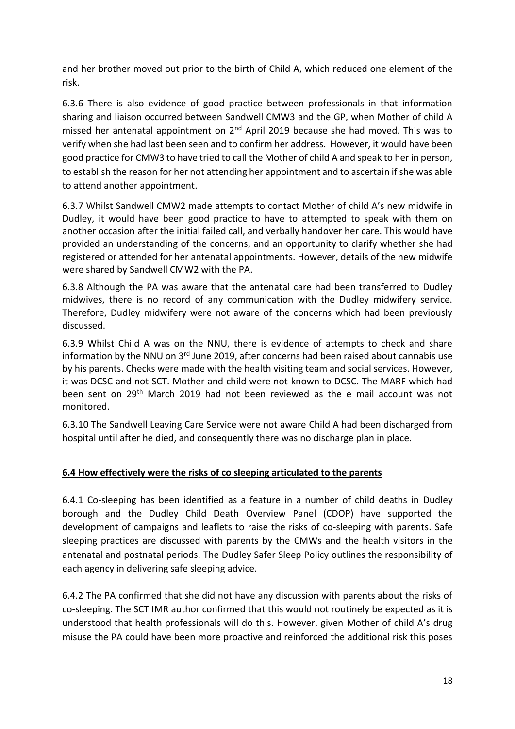and her brother moved out prior to the birth of Child A, which reduced one element of the risk.

6.3.6 There is also evidence of good practice between professionals in that information sharing and liaison occurred between Sandwell CMW3 and the GP, when Mother of child A missed her antenatal appointment on 2nd April 2019 because she had moved. This was to verify when she had last been seen and to confirm her address. However, it would have been good practice for CMW3 to have tried to call the Mother of child A and speak to her in person, to establish the reason for her not attending her appointment and to ascertain if she was able to attend another appointment.

6.3.7 Whilst Sandwell CMW2 made attempts to contact Mother of child A's new midwife in Dudley, it would have been good practice to have to attempted to speak with them on another occasion after the initial failed call, and verbally handover her care. This would have provided an understanding of the concerns, and an opportunity to clarify whether she had registered or attended for her antenatal appointments. However, details of the new midwife were shared by Sandwell CMW2 with the PA.

6.3.8 Although the PA was aware that the antenatal care had been transferred to Dudley midwives, there is no record of any communication with the Dudley midwifery service. Therefore, Dudley midwifery were not aware of the concerns which had been previously discussed.

6.3.9 Whilst Child A was on the NNU, there is evidence of attempts to check and share information by the NNU on 3rd June 2019, after concerns had been raised about cannabis use by his parents. Checks were made with the health visiting team and social services. However, it was DCSC and not SCT. Mother and child were not known to DCSC. The MARF which had been sent on 29th March 2019 had not been reviewed as the e mail account was not monitored.

6.3.10 The Sandwell Leaving Care Service were not aware Child A had been discharged from hospital until after he died, and consequently there was no discharge plan in place.

## 6.4 How effectively were the risks of co sleeping articulated to the parents

6.4.1 Co-sleeping has been identified as a feature in a number of child deaths in Dudley borough and the Dudley Child Death Overview Panel (CDOP) have supported the development of campaigns and leaflets to raise the risks of co-sleeping with parents. Safe sleeping practices are discussed with parents by the CMWs and the health visitors in the antenatal and postnatal periods. The Dudley Safer Sleep Policy outlines the responsibility of each agency in delivering safe sleeping advice.

6.4.2 The PA confirmed that she did not have any discussion with parents about the risks of co-sleeping. The SCT IMR author confirmed that this would not routinely be expected as it is understood that health professionals will do this. However, given Mother of child A's drug misuse the PA could have been more proactive and reinforced the additional risk this poses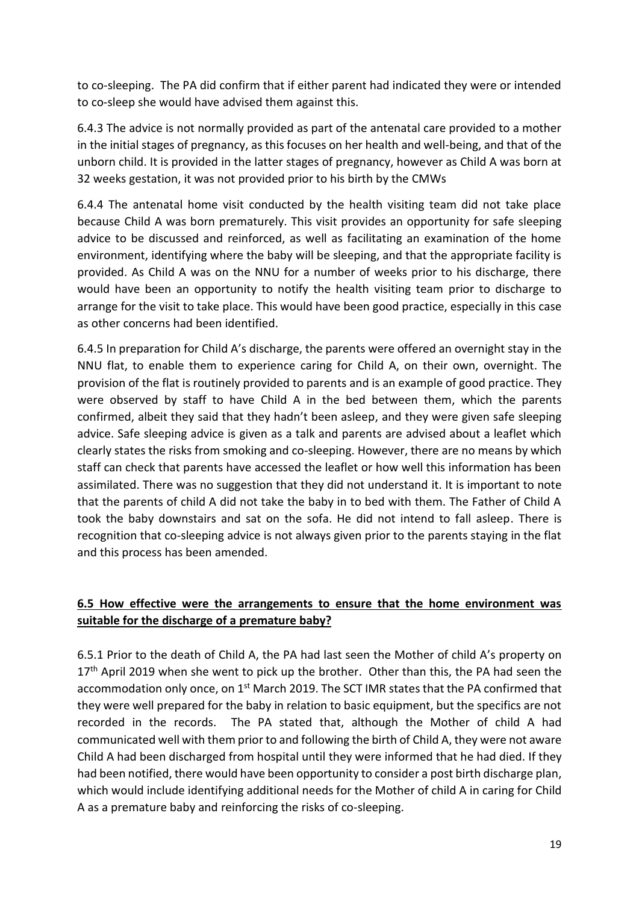to co-sleeping. The PA did confirm that if either parent had indicated they were or intended to co-sleep she would have advised them against this.

6.4.3 The advice is not normally provided as part of the antenatal care provided to a mother in the initial stages of pregnancy, as this focuses on her health and well-being, and that of the unborn child. It is provided in the latter stages of pregnancy, however as Child A was born at 32 weeks gestation, it was not provided prior to his birth by the CMWs

6.4.4 The antenatal home visit conducted by the health visiting team did not take place because Child A was born prematurely. This visit provides an opportunity for safe sleeping advice to be discussed and reinforced, as well as facilitating an examination of the home environment, identifying where the baby will be sleeping, and that the appropriate facility is provided. As Child A was on the NNU for a number of weeks prior to his discharge, there would have been an opportunity to notify the health visiting team prior to discharge to arrange for the visit to take place. This would have been good practice, especially in this case as other concerns had been identified.

6.4.5 In preparation for Child A's discharge, the parents were offered an overnight stay in the NNU flat, to enable them to experience caring for Child A, on their own, overnight. The provision of the flat is routinely provided to parents and is an example of good practice. They were observed by staff to have Child A in the bed between them, which the parents confirmed, albeit they said that they hadn't been asleep, and they were given safe sleeping advice. Safe sleeping advice is given as a talk and parents are advised about a leaflet which clearly states the risks from smoking and co-sleeping. However, there are no means by which staff can check that parents have accessed the leaflet or how well this information has been assimilated. There was no suggestion that they did not understand it. It is important to note that the parents of child A did not take the baby in to bed with them. The Father of Child A took the baby downstairs and sat on the sofa. He did not intend to fall asleep. There is recognition that co-sleeping advice is not always given prior to the parents staying in the flat and this process has been amended.

## 6.5 How effective were the arrangements to ensure that the home environment was suitable for the discharge of a premature baby?

6.5.1 Prior to the death of Child A, the PA had last seen the Mother of child A's property on 17th April 2019 when she went to pick up the brother. Other than this, the PA had seen the accommodation only once, on 1st March 2019. The SCT IMR states that the PA confirmed that they were well prepared for the baby in relation to basic equipment, but the specifics are not recorded in the records. The PA stated that, although the Mother of child A had communicated well with them prior to and following the birth of Child A, they were not aware Child A had been discharged from hospital until they were informed that he had died. If they had been notified, there would have been opportunity to consider a post birth discharge plan, which would include identifying additional needs for the Mother of child A in caring for Child A as a premature baby and reinforcing the risks of co-sleeping.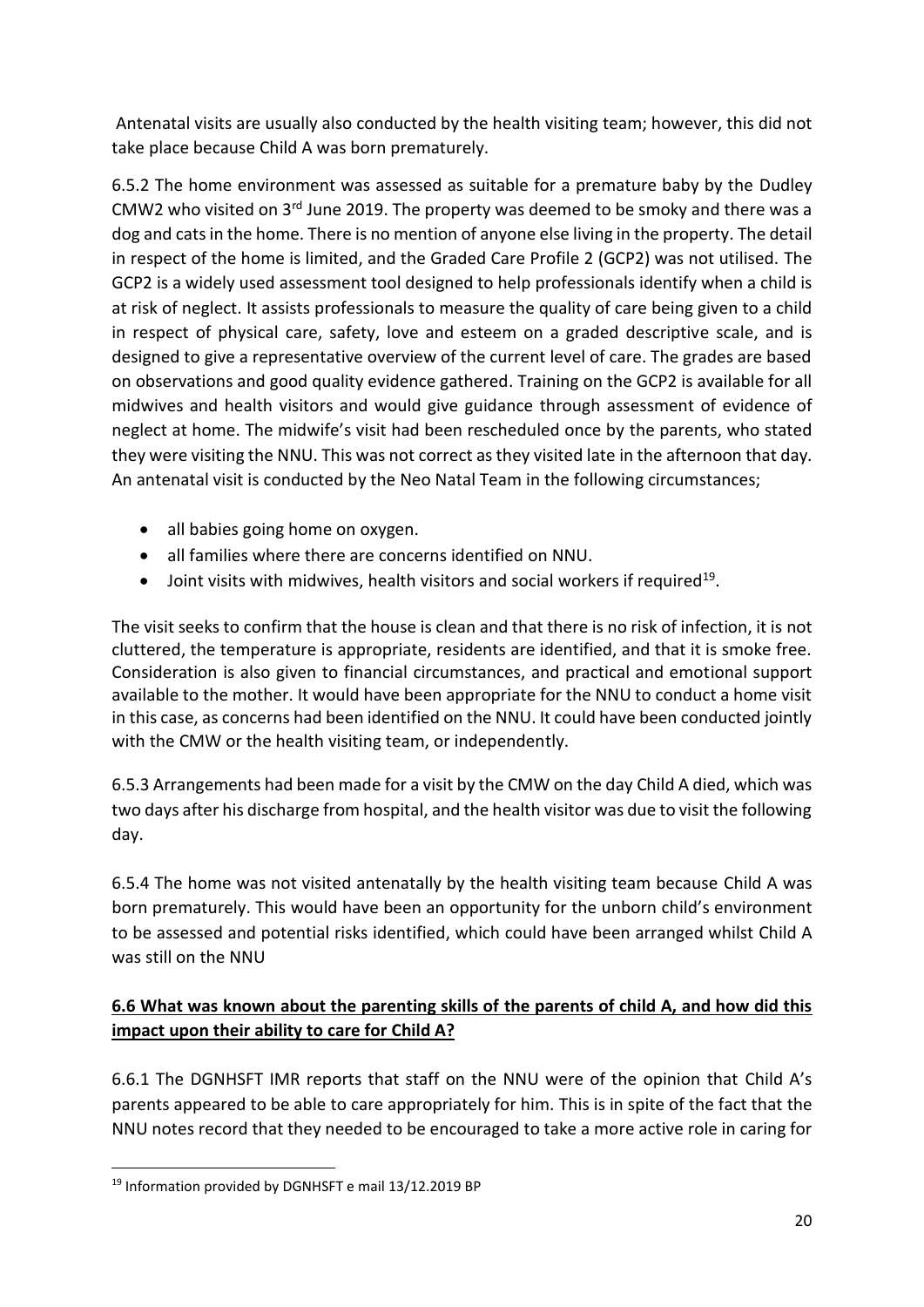Antenatal visits are usually also conducted by the health visiting team; however, this did not take place because Child A was born prematurely.

6.5.2 The home environment was assessed as suitable for a premature baby by the Dudley CMW2 who visited on 3rd June 2019. The property was deemed to be smoky and there was a dog and cats in the home. There is no mention of anyone else living in the property. The detail in respect of the home is limited, and the Graded Care Profile 2 (GCP2) was not utilised. The GCP2 is a widely used assessment tool designed to help professionals identify when a child is at risk of neglect. It assists professionals to measure the quality of care being given to a child in respect of physical care, safety, love and esteem on a graded descriptive scale, and is designed to give a representative overview of the current level of care. The grades are based on observations and good quality evidence gathered. Training on the GCP2 is available for all midwives and health visitors and would give guidance through assessment of evidence of neglect at home. The midwife's visit had been rescheduled once by the parents, who stated they were visiting the NNU. This was not correct as they visited late in the afternoon that day. An antenatal visit is conducted by the Neo Natal Team in the following circumstances;

- all babies going home on oxygen.
- all families where there are concerns identified on NNU.
- Joint visits with midwives, health visitors and social workers if required[19].

The visit seeks to confirm that the house is clean and that there is no risk of infection, it is not cluttered, the temperature is appropriate, residents are identified, and that it is smoke free. Consideration is also given to financial circumstances, and practical and emotional support available to the mother. It would have been appropriate for the NNU to conduct a home visit in this case, as concerns had been identified on the NNU. It could have been conducted jointly with the CMW or the health visiting team, or independently.

6.5.3 Arrangements had been made for a visit by the CMW on the day Child A died, which was two days after his discharge from hospital, and the health visitor was due to visit the following day.

6.5.4 The home was not visited antenatally by the health visiting team because Child A was born prematurely. This would have been an opportunity for the unborn child's environment to be assessed and potential risks identified, which could have been arranged whilst Child A was still on the NNU

## **6.6 What was known about the parenting skills of the parents of child A, and how did this impact upon their ability to care for Child A?**

6.6.1 The DGNHSFT IMR reports that staff on the NNU were of the opinion that Child A's parents appeared to be able to care appropriately for him. This is in spite of the fact that the NNU notes record that they needed to be encouraged to take a more active role in caring for

[19] Information provided by DGNHSFT e mail 13/12.2019 BP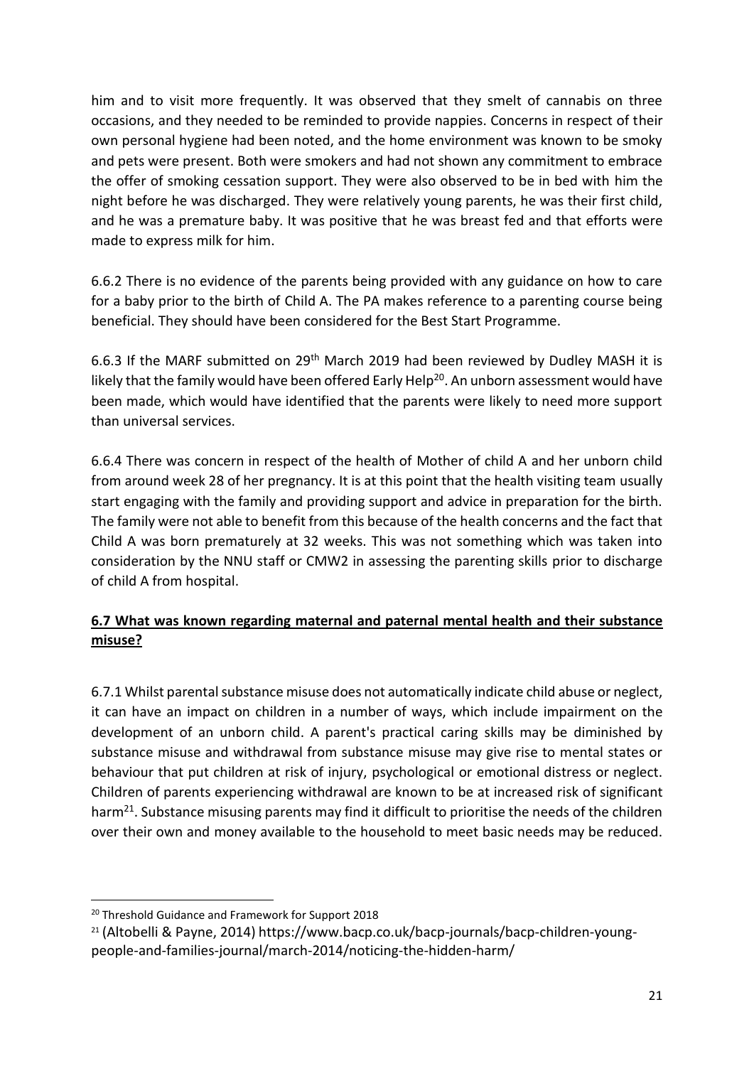him and to visit more frequently. It was observed that they smelt of cannabis on three occasions, and they needed to be reminded to provide nappies. Concerns in respect of their own personal hygiene had been noted, and the home environment was known to be smoky and pets were present. Both were smokers and had not shown any commitment to embrace the offer of smoking cessation support. They were also observed to be in bed with him the night before he was discharged. They were relatively young parents, he was their first child, and he was a premature baby. It was positive that he was breast fed and that efforts were made to express milk for him.

6.6.2 There is no evidence of the parents being provided with any guidance on how to care for a baby prior to the birth of Child A. The PA makes reference to a parenting course being beneficial. They should have been considered for the Best Start Programme.

6.6.3 If the MARF submitted on 29th March 2019 had been reviewed by Dudley MASH it is likely that the family would have been offered Early Help[20]. An unborn assessment would have been made, which would have identified that the parents were likely to need more support than universal services.

6.6.4 There was concern in respect of the health of Mother of child A and her unborn child from around week 28 of her pregnancy. It is at this point that the health visiting team usually start engaging with the family and providing support and advice in preparation for the birth. The family were not able to benefit from this because of the health concerns and the fact that Child A was born prematurely at 32 weeks. This was not something which was taken into consideration by the NNU staff or CMW2 in assessing the parenting skills prior to discharge of child A from hospital.

## **6.7 What was known regarding maternal and paternal mental health and their substance misuse?**

6.7.1 Whilst parental substance misuse does not automatically indicate child abuse or neglect, it can have an impact on children in a number of ways, which include impairment on the development of an unborn child. A parent's practical caring skills may be diminished by substance misuse and withdrawal from substance misuse may give rise to mental states or behaviour that put children at risk of injury, psychological or emotional distress or neglect. Children of parents experiencing withdrawal are known to be at increased risk of significant harm[21]. Substance misusing parents may find it difficult to prioritise the needs of the children over their own and money available to the household to meet basic needs may be reduced.

---

[20] Threshold Guidance and Framework for Support 2018

[21] (Altobelli & Payne, 2014) https://www.bacp.co.uk/bacp-journals/bacp-children-young-people-and-families-journal/march-2014/noticing-the-hidden-harm/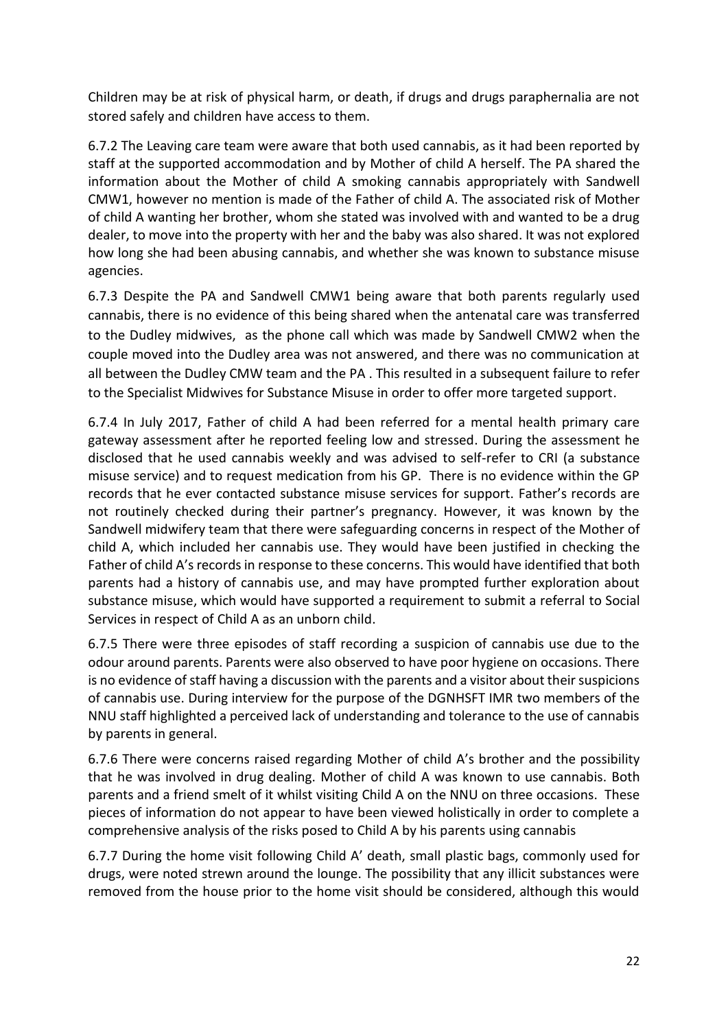Children may be at risk of physical harm, or death, if drugs and drugs paraphernalia are not stored safely and children have access to them.

6.7.2 The Leaving care team were aware that both used cannabis, as it had been reported by staff at the supported accommodation and by Mother of child A herself. The PA shared the information about the Mother of child A smoking cannabis appropriately with Sandwell CMW1, however no mention is made of the Father of child A. The associated risk of Mother of child A wanting her brother, whom she stated was involved with and wanted to be a drug dealer, to move into the property with her and the baby was also shared. It was not explored how long she had been abusing cannabis, and whether she was known to substance misuse agencies.

6.7.3 Despite the PA and Sandwell CMW1 being aware that both parents regularly used cannabis, there is no evidence of this being shared when the antenatal care was transferred to the Dudley midwives, as the phone call which was made by Sandwell CMW2 when the couple moved into the Dudley area was not answered, and there was no communication at all between the Dudley CMW team and the PA . This resulted in a subsequent failure to refer to the Specialist Midwives for Substance Misuse in order to offer more targeted support.

6.7.4 In July 2017, Father of child A had been referred for a mental health primary care gateway assessment after he reported feeling low and stressed. During the assessment he disclosed that he used cannabis weekly and was advised to self-refer to CRI (a substance misuse service) and to request medication from his GP. There is no evidence within the GP records that he ever contacted substance misuse services for support. Father's records are not routinely checked during their partner's pregnancy. However, it was known by the Sandwell midwifery team that there were safeguarding concerns in respect of the Mother of child A, which included her cannabis use. They would have been justified in checking the Father of child A's records in response to these concerns. This would have identified that both parents had a history of cannabis use, and may have prompted further exploration about substance misuse, which would have supported a requirement to submit a referral to Social Services in respect of Child A as an unborn child.

6.7.5 There were three episodes of staff recording a suspicion of cannabis use due to the odour around parents. Parents were also observed to have poor hygiene on occasions. There is no evidence of staff having a discussion with the parents and a visitor about their suspicions of cannabis use. During interview for the purpose of the DGNHSFT IMR two members of the NNU staff highlighted a perceived lack of understanding and tolerance to the use of cannabis by parents in general.

6.7.6 There were concerns raised regarding Mother of child A's brother and the possibility that he was involved in drug dealing. Mother of child A was known to use cannabis. Both parents and a friend smelt of it whilst visiting Child A on the NNU on three occasions. These pieces of information do not appear to have been viewed holistically in order to complete a comprehensive analysis of the risks posed to Child A by his parents using cannabis

6.7.7 During the home visit following Child A' death, small plastic bags, commonly used for drugs, were noted strewn around the lounge. The possibility that any illicit substances were removed from the house prior to the home visit should be considered, although this would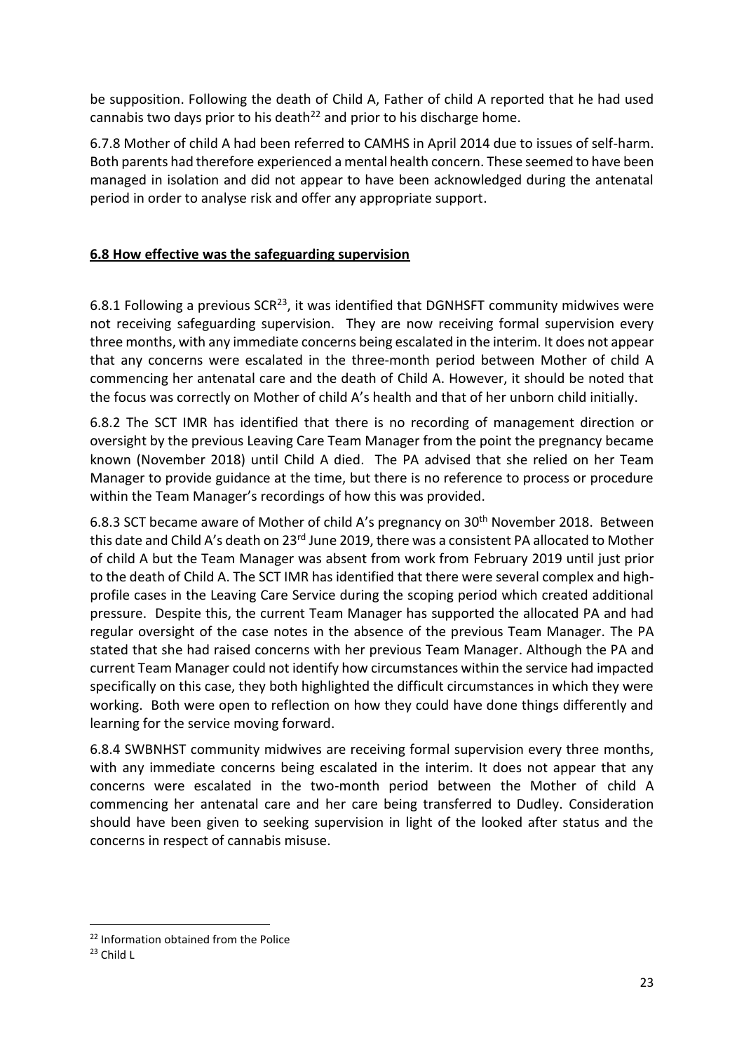be supposition. Following the death of Child A, Father of child A reported that he had used cannabis two days prior to his death[22] and prior to his discharge home.

6.7.8 Mother of child A had been referred to CAMHS in April 2014 due to issues of self-harm. Both parents had therefore experienced a mental health concern. These seemed to have been managed in isolation and did not appear to have been acknowledged during the antenatal period in order to analyse risk and offer any appropriate support.

**6.8 How effective was the safeguarding supervision**

6.8.1 Following a previous SCR[23], it was identified that DGNHSFT community midwives were not receiving safeguarding supervision. They are now receiving formal supervision every three months, with any immediate concerns being escalated in the interim. It does not appear that any concerns were escalated in the three-month period between Mother of child A commencing her antenatal care and the death of Child A. However, it should be noted that the focus was correctly on Mother of child A's health and that of her unborn child initially.

6.8.2 The SCT IMR has identified that there is no recording of management direction or oversight by the previous Leaving Care Team Manager from the point the pregnancy became known (November 2018) until Child A died. The PA advised that she relied on her Team Manager to provide guidance at the time, but there is no reference to process or procedure within the Team Manager's recordings of how this was provided.

6.8.3 SCT became aware of Mother of child A's pregnancy on 30th November 2018. Between this date and Child A's death on 23rd June 2019, there was a consistent PA allocated to Mother of child A but the Team Manager was absent from work from February 2019 until just prior to the death of Child A. The SCT IMR has identified that there were several complex and high-profile cases in the Leaving Care Service during the scoping period which created additional pressure. Despite this, the current Team Manager has supported the allocated PA and had regular oversight of the case notes in the absence of the previous Team Manager. The PA stated that she had raised concerns with her previous Team Manager. Although the PA and current Team Manager could not identify how circumstances within the service had impacted specifically on this case, they both highlighted the difficult circumstances in which they were working. Both were open to reflection on how they could have done things differently and learning for the service moving forward.

6.8.4 SWBNHST community midwives are receiving formal supervision every three months, with any immediate concerns being escalated in the interim. It does not appear that any concerns were escalated in the two-month period between the Mother of child A commencing her antenatal care and her care being transferred to Dudley. Consideration should have been given to seeking supervision in light of the looked after status and the concerns in respect of cannabis misuse.

---

[22] Information obtained from the Police

[23] Child L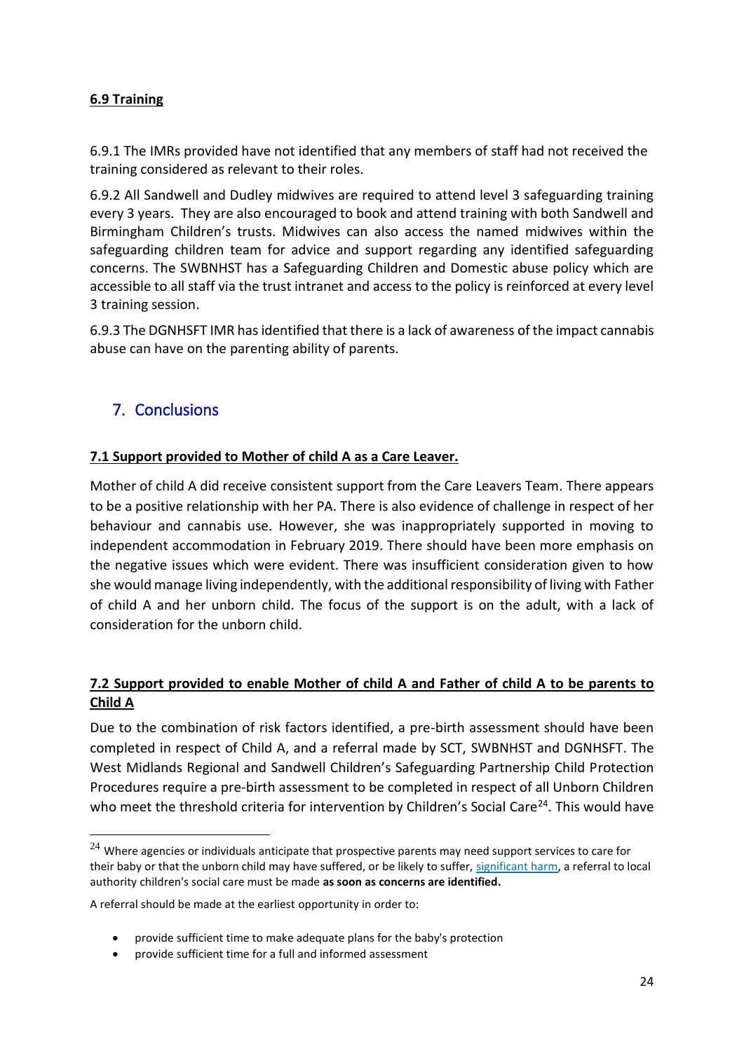**6.9 Training**

6.9.1 The IMRs provided have not identified that any members of staff had not received the training considered as relevant to their roles.

6.9.2 All Sandwell and Dudley midwives are required to attend level 3 safeguarding training every 3 years. They are also encouraged to book and attend training with both Sandwell and Birmingham Children's trusts. Midwives can also access the named midwives within the safeguarding children team for advice and support regarding any identified safeguarding concerns. The SWBNHST has a Safeguarding Children and Domestic abuse policy which are accessible to all staff via the trust intranet and access to the policy is reinforced at every level 3 training session.

6.9.3 The DGNHSFT IMR has identified that there is a lack of awareness of the impact cannabis abuse can have on the parenting ability of parents.

## 7. Conclusions

**7.1 Support provided to Mother of child A as a Care Leaver.**

Mother of child A did receive consistent support from the Care Leavers Team. There appears to be a positive relationship with her PA. There is also evidence of challenge in respect of her behaviour and cannabis use. However, she was inappropriately supported in moving to independent accommodation in February 2019. There should have been more emphasis on the negative issues which were evident. There was insufficient consideration given to how she would manage living independently, with the additional responsibility of living with Father of child A and her unborn child. The focus of the support is on the adult, with a lack of consideration for the unborn child.

**7.2 Support provided to enable Mother of child A and Father of child A to be parents to Child A**

Due to the combination of risk factors identified, a pre-birth assessment should have been completed in respect of Child A, and a referral made by SCT, SWBNHST and DGNHSFT. The West Midlands Regional and Sandwell Children's Safeguarding Partnership Child Protection Procedures require a pre-birth assessment to be completed in respect of all Unborn Children who meet the threshold criteria for intervention by Children's Social Care[24]. This would have

[24] Where agencies or individuals anticipate that prospective parents may need support services to care for their baby or that the unborn child may have suffered, or be likely to suffer, significant harm, a referral to local authority children's social care must be made **as soon as concerns are identified.**

A referral should be made at the earliest opportunity in order to:

- provide sufficient time to make adequate plans for the baby's protection
- provide sufficient time for a full and informed assessment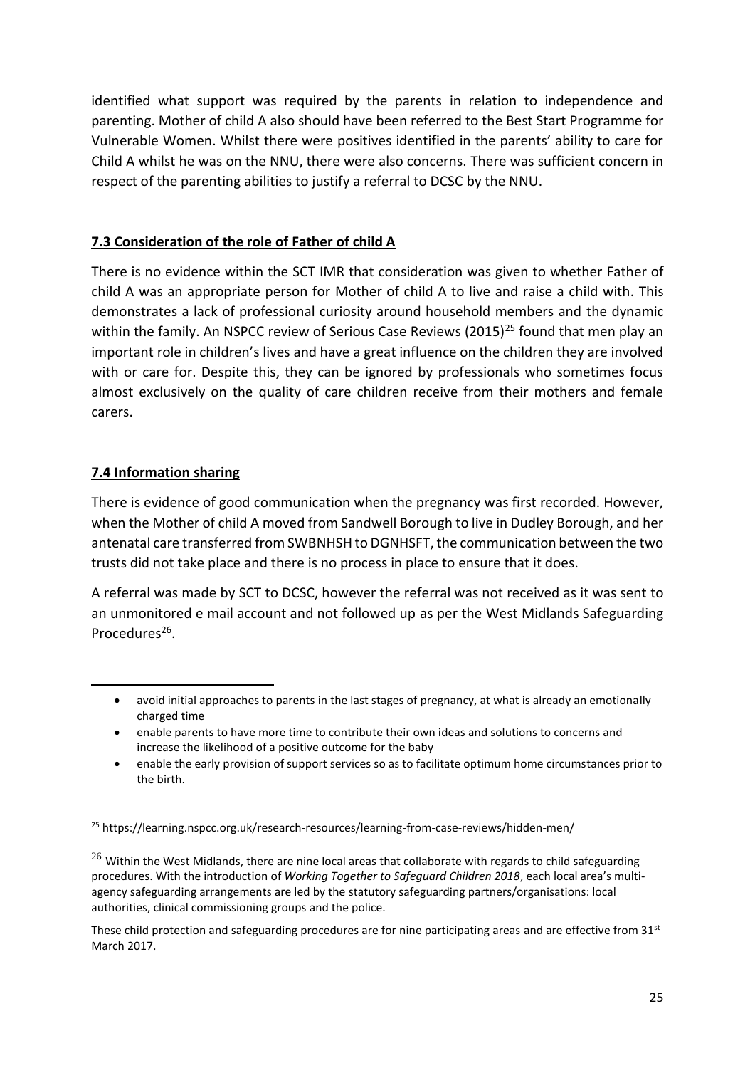identified what support was required by the parents in relation to independence and parenting. Mother of child A also should have been referred to the Best Start Programme for Vulnerable Women. Whilst there were positives identified in the parents' ability to care for Child A whilst he was on the NNU, there were also concerns. There was sufficient concern in respect of the parenting abilities to justify a referral to DCSC by the NNU.

## 7.3 Consideration of the role of Father of child A

There is no evidence within the SCT IMR that consideration was given to whether Father of child A was an appropriate person for Mother of child A to live and raise a child with. This demonstrates a lack of professional curiosity around household members and the dynamic within the family. An NSPCC review of Serious Case Reviews (2015)[25] found that men play an important role in children's lives and have a great influence on the children they are involved with or care for. Despite this, they can be ignored by professionals who sometimes focus almost exclusively on the quality of care children receive from their mothers and female carers.

## 7.4 Information sharing

There is evidence of good communication when the pregnancy was first recorded. However, when the Mother of child A moved from Sandwell Borough to live in Dudley Borough, and her antenatal care transferred from SWBNHSH to DGNHSFT, the communication between the two trusts did not take place and there is no process in place to ensure that it does.

A referral was made by SCT to DCSC, however the referral was not received as it was sent to an unmonitored e mail account and not followed up as per the West Midlands Safeguarding Procedures[26].

---

- avoid initial approaches to parents in the last stages of pregnancy, at what is already an emotionally charged time
- enable parents to have more time to contribute their own ideas and solutions to concerns and increase the likelihood of a positive outcome for the baby
- enable the early provision of support services so as to facilitate optimum home circumstances prior to the birth.

[25] https://learning.nspcc.org.uk/research-resources/learning-from-case-reviews/hidden-men/

[26] Within the West Midlands, there are nine local areas that collaborate with regards to child safeguarding procedures. With the introduction of *Working Together to Safeguard Children 2018*, each local area's multi-agency safeguarding arrangements are led by the statutory safeguarding partners/organisations: local authorities, clinical commissioning groups and the police.

These child protection and safeguarding procedures are for nine participating areas and are effective from 31st March 2017.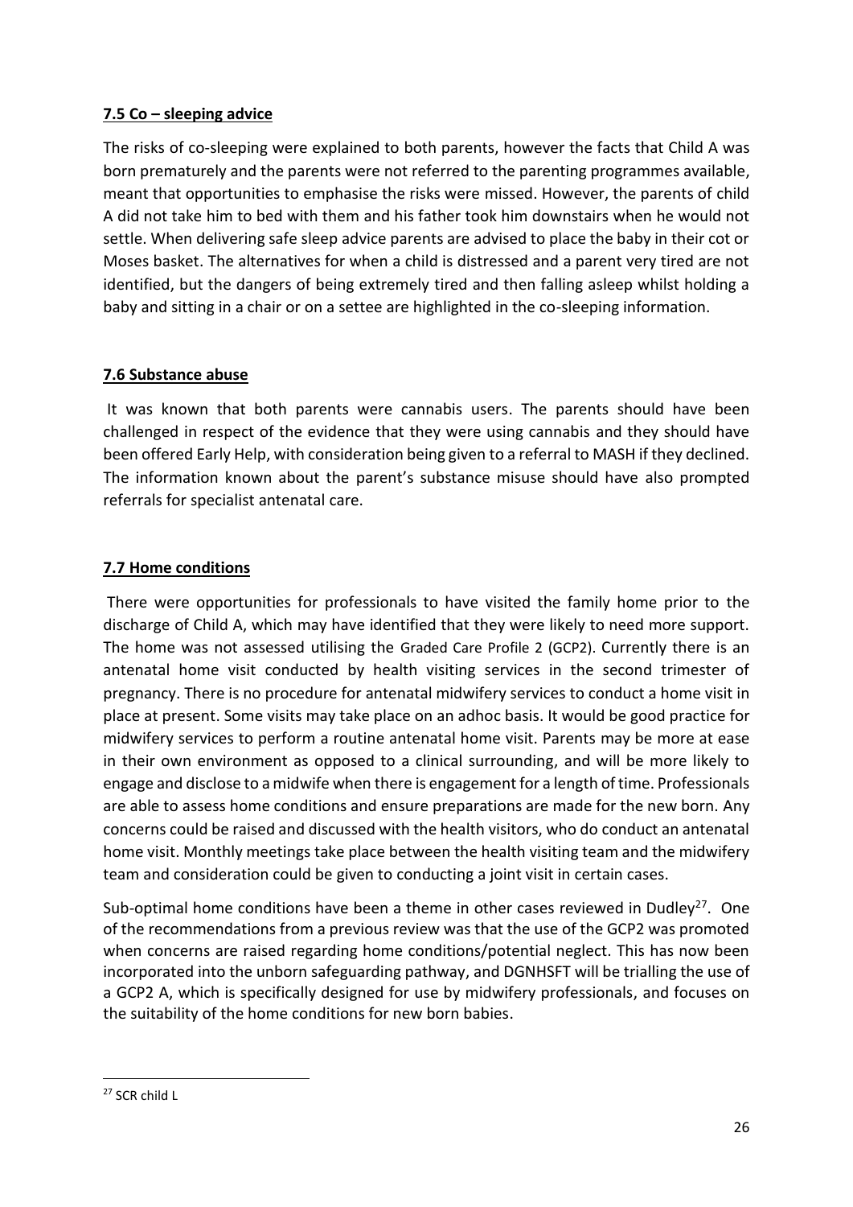## 7.5 Co – sleeping advice

The risks of co-sleeping were explained to both parents, however the facts that Child A was born prematurely and the parents were not referred to the parenting programmes available, meant that opportunities to emphasise the risks were missed. However, the parents of child A did not take him to bed with them and his father took him downstairs when he would not settle. When delivering safe sleep advice parents are advised to place the baby in their cot or Moses basket. The alternatives for when a child is distressed and a parent very tired are not identified, but the dangers of being extremely tired and then falling asleep whilst holding a baby and sitting in a chair or on a settee are highlighted in the co-sleeping information.

## 7.6 Substance abuse

It was known that both parents were cannabis users. The parents should have been challenged in respect of the evidence that they were using cannabis and they should have been offered Early Help, with consideration being given to a referral to MASH if they declined. The information known about the parent's substance misuse should have also prompted referrals for specialist antenatal care.

## 7.7 Home conditions

There were opportunities for professionals to have visited the family home prior to the discharge of Child A, which may have identified that they were likely to need more support. The home was not assessed utilising the Graded Care Profile 2 (GCP2). Currently there is an antenatal home visit conducted by health visiting services in the second trimester of pregnancy. There is no procedure for antenatal midwifery services to conduct a home visit in place at present. Some visits may take place on an adhoc basis. It would be good practice for midwifery services to perform a routine antenatal home visit. Parents may be more at ease in their own environment as opposed to a clinical surrounding, and will be more likely to engage and disclose to a midwife when there is engagement for a length of time. Professionals are able to assess home conditions and ensure preparations are made for the new born. Any concerns could be raised and discussed with the health visitors, who do conduct an antenatal home visit. Monthly meetings take place between the health visiting team and the midwifery team and consideration could be given to conducting a joint visit in certain cases.

Sub-optimal home conditions have been a theme in other cases reviewed in Dudley[27]. One of the recommendations from a previous review was that the use of the GCP2 was promoted when concerns are raised regarding home conditions/potential neglect. This has now been incorporated into the unborn safeguarding pathway, and DGNHSFT will be trialling the use of a GCP2 A, which is specifically designed for use by midwifery professionals, and focuses on the suitability of the home conditions for new born babies.

[27] SCR child L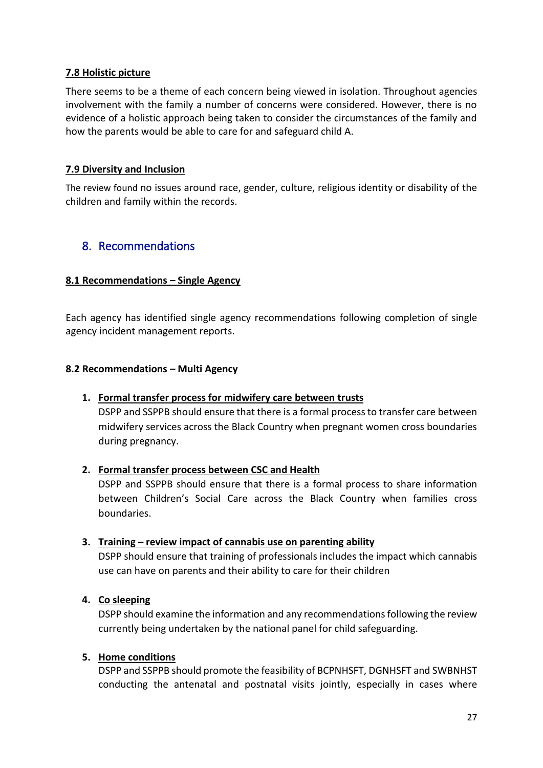**7.8 Holistic picture**

There seems to be a theme of each concern being viewed in isolation. Throughout agencies involvement with the family a number of concerns were considered. However, there is no evidence of a holistic approach being taken to consider the circumstances of the family and how the parents would be able to care for and safeguard child A.

**7.9 Diversity and Inclusion**

The review found no issues around race, gender, culture, religious identity or disability of the children and family within the records.

## 8. Recommendations

**8.1 Recommendations – Single Agency**

Each agency has identified single agency recommendations following completion of single agency incident management reports.

**8.2 Recommendations – Multi Agency**

1. **Formal transfer process for midwifery care between trusts**
   DSPP and SSPPB should ensure that there is a formal process to transfer care between midwifery services across the Black Country when pregnant women cross boundaries during pregnancy.

2. **Formal transfer process between CSC and Health**
   DSPP and SSPPB should ensure that there is a formal process to share information between Children's Social Care across the Black Country when families cross boundaries.

3. **Training – review impact of cannabis use on parenting ability**
   DSPP should ensure that training of professionals includes the impact which cannabis use can have on parents and their ability to care for their children

4. **Co sleeping**
   DSPP should examine the information and any recommendations following the review currently being undertaken by the national panel for child safeguarding.

5. **Home conditions**
   DSPP and SSPPB should promote the feasibility of BCPNHSFT, DGNHSFT and SWBNHST conducting the antenatal and postnatal visits jointly, especially in cases where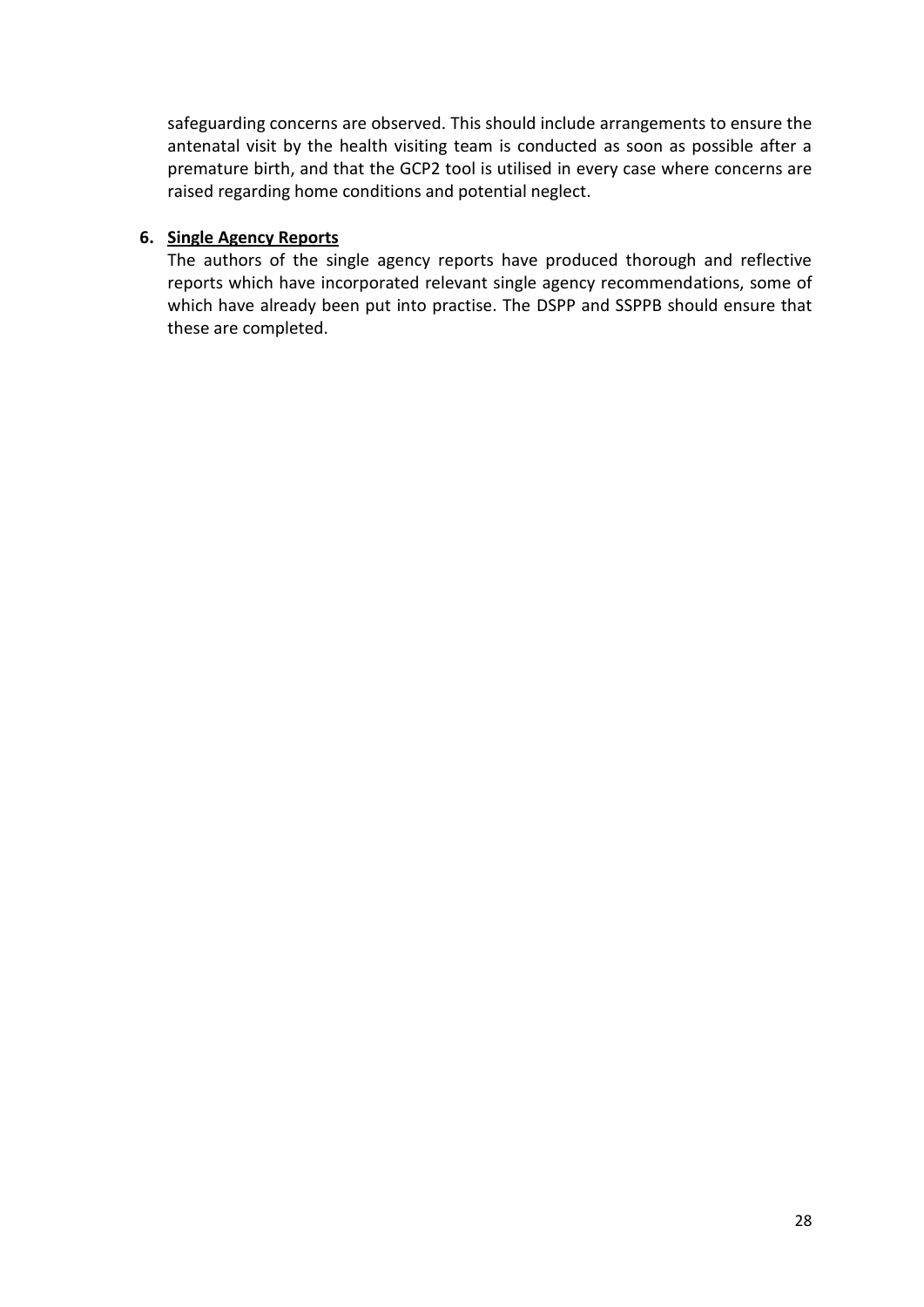safeguarding concerns are observed. This should include arrangements to ensure the antenatal visit by the health visiting team is conducted as soon as possible after a premature birth, and that the GCP2 tool is utilised in every case where concerns are raised regarding home conditions and potential neglect.

6. **Single Agency Reports**

   The authors of the single agency reports have produced thorough and reflective reports which have incorporated relevant single agency recommendations, some of which have already been put into practise. The DSPP and SSPPB should ensure that these are completed.